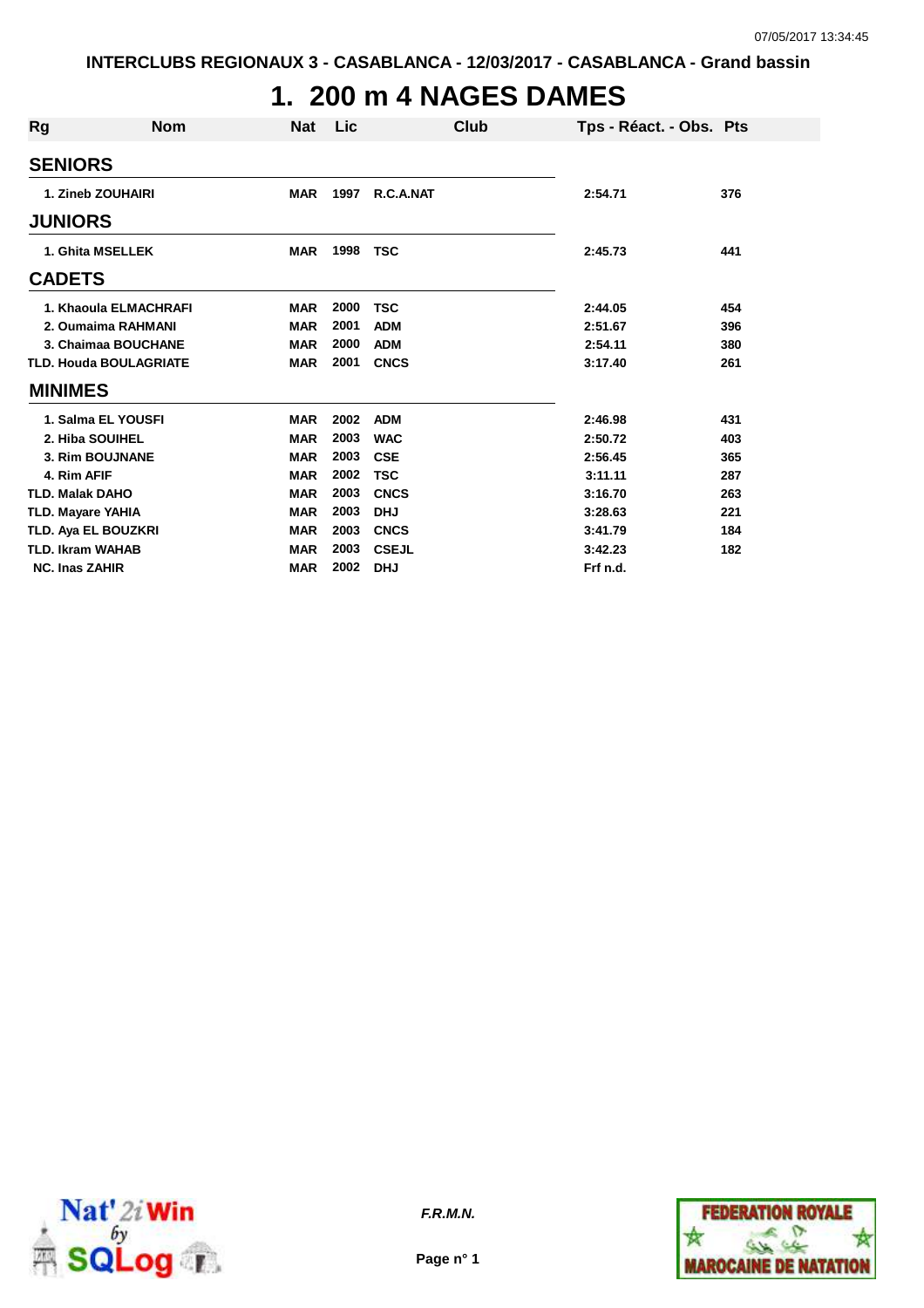INTERCLUBS REGIONAUX 3 - CASABLANCA - 12/03/2017 - CASABLANCA - Grand bassin

# 1. 200 m 4 NAGES DAMES

| Rg | Nom | Nat | Lic | Club | Tps - Réact. - Obs. | Pts |
|---|---|---|---|---|---|---|
| **SENIORS** | | | | | | |
| 1. | Zineb ZOUHAIRI | MAR | 1997 | R.C.A.NAT | 2:54.71 | 376 |
| **JUNIORS** | | | | | | |
| 1. | Ghita MSELLEK | MAR | 1998 | TSC | 2:45.73 | 441 |
| **CADETS** | | | | | | |
| 1. | Khaoula ELMACHRAFI | MAR | 2000 | TSC | 2:44.05 | 454 |
| 2. | Oumaima RAHMANI | MAR | 2001 | ADM | 2:51.67 | 396 |
| 3. | Chaimaa BOUCHANE | MAR | 2000 | ADM | 2:54.11 | 380 |
| TLD. | Houda BOULAGRIATE | MAR | 2001 | CNCS | 3:17.40 | 261 |
| **MINIMES** | | | | | | |
| 1. | Salma EL YOUSFI | MAR | 2002 | ADM | 2:46.98 | 431 |
| 2. | Hiba SOUIHEL | MAR | 2003 | WAC | 2:50.72 | 403 |
| 3. | Rim BOUJNANE | MAR | 2003 | CSE | 2:56.45 | 365 |
| 4. | Rim AFIF | MAR | 2002 | TSC | 3:11.11 | 287 |
| TLD. | Malak DAHO | MAR | 2003 | CNCS | 3:16.70 | 263 |
| TLD. | Mayare YAHIA | MAR | 2003 | DHJ | 3:28.63 | 221 |
| TLD. | Aya EL BOUZKRI | MAR | 2003 | CNCS | 3:41.79 | 184 |
| TLD. | Ikram WAHAB | MAR | 2003 | CSEJL | 3:42.23 | 182 |
| NC. | Inas ZAHIR | MAR | 2002 | DHJ | Frf n.d. | |

*F.R.M.N.*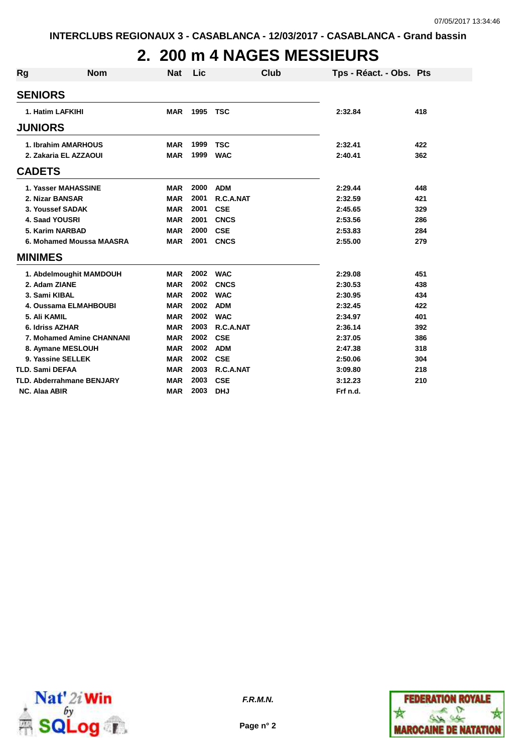# 2. 200 m 4 NAGES MESSIEURS

| Rg | Nom | Nat | Lic | Club | Tps - Réact. - Obs. | Pts |
|---|---|---|---|---|---|---|
| **SENIORS** | | | | | | |
| 1. | Hatim LAFKIHI | MAR | 1995 | TSC | 2:32.84 | 418 |
| **JUNIORS** | | | | | | |
| 1. | Ibrahim AMARHOUS | MAR | 1999 | TSC | 2:32.41 | 422 |
| 2. | Zakaria EL AZZAOUI | MAR | 1999 | WAC | 2:40.41 | 362 |
| **CADETS** | | | | | | |
| 1. | Yasser MAHASSINE | MAR | 2000 | ADM | 2:29.44 | 448 |
| 2. | Nizar BANSAR | MAR | 2001 | R.C.A.NAT | 2:32.59 | 421 |
| 3. | Youssef SADAK | MAR | 2001 | CSE | 2:45.65 | 329 |
| 4. | Saad YOUSRI | MAR | 2001 | CNCS | 2:53.56 | 286 |
| 5. | Karim NARBAD | MAR | 2000 | CSE | 2:53.83 | 284 |
| 6. | Mohamed Moussa MAASRA | MAR | 2001 | CNCS | 2:55.00 | 279 |
| **MINIMES** | | | | | | |
| 1. | Abdelmoughit MAMDOUH | MAR | 2002 | WAC | 2:29.08 | 451 |
| 2. | Adam ZIANE | MAR | 2002 | CNCS | 2:30.53 | 438 |
| 3. | Sami KIBAL | MAR | 2002 | WAC | 2:30.95 | 434 |
| 4. | Oussama ELMAHBOUBI | MAR | 2002 | ADM | 2:32.45 | 422 |
| 5. | Ali KAMIL | MAR | 2002 | WAC | 2:34.97 | 401 |
| 6. | Idriss AZHAR | MAR | 2003 | R.C.A.NAT | 2:36.14 | 392 |
| 7. | Mohamed Amine CHANNANI | MAR | 2002 | CSE | 2:37.05 | 386 |
| 8. | Aymane MESLOUH | MAR | 2002 | ADM | 2:47.38 | 318 |
| 9. | Yassine SELLEK | MAR | 2002 | CSE | 2:50.06 | 304 |
| TLD. | Sami DEFAA | MAR | 2003 | R.C.A.NAT | 3:09.80 | 218 |
| TLD. | Abderrahmane BENJARY | MAR | 2003 | CSE | 3:12.23 | 210 |
| NC. | Alaa ABIR | MAR | 2003 | DHJ | Frf n.d. | |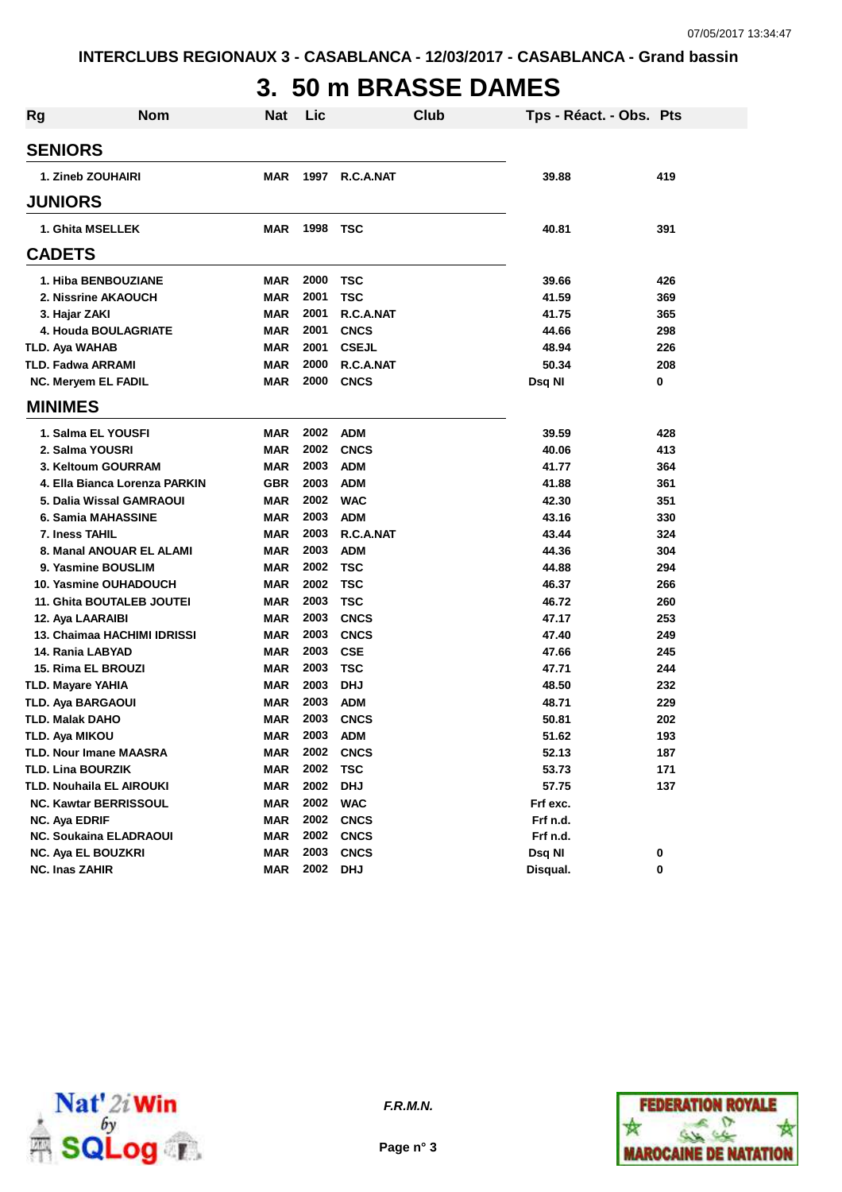INTERCLUBS REGIONAUX 3 - CASABLANCA - 12/03/2017 - CASABLANCA - Grand bassin

# 3. 50 m BRASSE DAMES

| Rg | Nom | Nat | Lic | Club | Tps - Réact. - Obs. | Pts |
|---|---|---|---|---|---|---|
| **SENIORS** | | | | | | |
| 1. | Zineb ZOUHAIRI | MAR | 1997 | R.C.A.NAT | 39.88 | 419 |
| **JUNIORS** | | | | | | |
| 1. | Ghita MSELLEK | MAR | 1998 | TSC | 40.81 | 391 |
| **CADETS** | | | | | | |
| 1. | Hiba BENBOUZIANE | MAR | 2000 | TSC | 39.66 | 426 |
| 2. | Nissrine AKAOUCH | MAR | 2001 | TSC | 41.59 | 369 |
| 3. | Hajar ZAKI | MAR | 2001 | R.C.A.NAT | 41.75 | 365 |
| 4. | Houda BOULAGRIATE | MAR | 2001 | CNCS | 44.66 | 298 |
| TLD. | Aya WAHAB | MAR | 2001 | CSEJL | 48.94 | 226 |
| TLD. | Fadwa ARRAMI | MAR | 2000 | R.C.A.NAT | 50.34 | 208 |
| NC. | Meryem EL FADIL | MAR | 2000 | CNCS | Dsq NI | 0 |
| **MINIMES** | | | | | | |
| 1. | Salma EL YOUSFI | MAR | 2002 | ADM | 39.59 | 428 |
| 2. | Salma YOUSRI | MAR | 2002 | CNCS | 40.06 | 413 |
| 3. | Keltoum GOURRAM | MAR | 2003 | ADM | 41.77 | 364 |
| 4. | Ella Bianca Lorenza PARKIN | GBR | 2003 | ADM | 41.88 | 361 |
| 5. | Dalia Wissal GAMRAOUI | MAR | 2002 | WAC | 42.30 | 351 |
| 6. | Samia MAHASSINE | MAR | 2003 | ADM | 43.16 | 330 |
| 7. | Iness TAHIL | MAR | 2003 | R.C.A.NAT | 43.44 | 324 |
| 8. | Manal ANOUAR EL ALAMI | MAR | 2003 | ADM | 44.36 | 304 |
| 9. | Yasmine BOUSLIM | MAR | 2002 | TSC | 44.88 | 294 |
| 10. | Yasmine OUHADOUCH | MAR | 2002 | TSC | 46.37 | 266 |
| 11. | Ghita BOUTALEB JOUTEI | MAR | 2003 | TSC | 46.72 | 260 |
| 12. | Aya LAARAIBI | MAR | 2003 | CNCS | 47.17 | 253 |
| 13. | Chaimaa HACHIMI IDRISSI | MAR | 2003 | CNCS | 47.40 | 249 |
| 14. | Rania LABYAD | MAR | 2003 | CSE | 47.66 | 245 |
| 15. | Rima EL BROUZI | MAR | 2003 | TSC | 47.71 | 244 |
| TLD. | Mayare YAHIA | MAR | 2003 | DHJ | 48.50 | 232 |
| TLD. | Aya BARGAOUI | MAR | 2003 | ADM | 48.71 | 229 |
| TLD. | Malak DAHO | MAR | 2003 | CNCS | 50.81 | 202 |
| TLD. | Aya MIKOU | MAR | 2003 | ADM | 51.62 | 193 |
| TLD. | Nour Imane MAASRA | MAR | 2002 | CNCS | 52.13 | 187 |
| TLD. | Lina BOURZIK | MAR | 2002 | TSC | 53.73 | 171 |
| TLD. | Nouhaila EL AIROUKI | MAR | 2002 | DHJ | 57.75 | 137 |
| NC. | Kawtar BERRISSOUL | MAR | 2002 | WAC | Frf exc. | |
| NC. | Aya EDRIF | MAR | 2002 | CNCS | Frf n.d. | |
| NC. | Soukaina ELADRAOUI | MAR | 2002 | CNCS | Frf n.d. | |
| NC. | Aya EL BOUZKRI | MAR | 2003 | CNCS | Dsq NI | 0 |
| NC. | Inas ZAHIR | MAR | 2002 | DHJ | Disqual. | 0 |

F.R.M.N.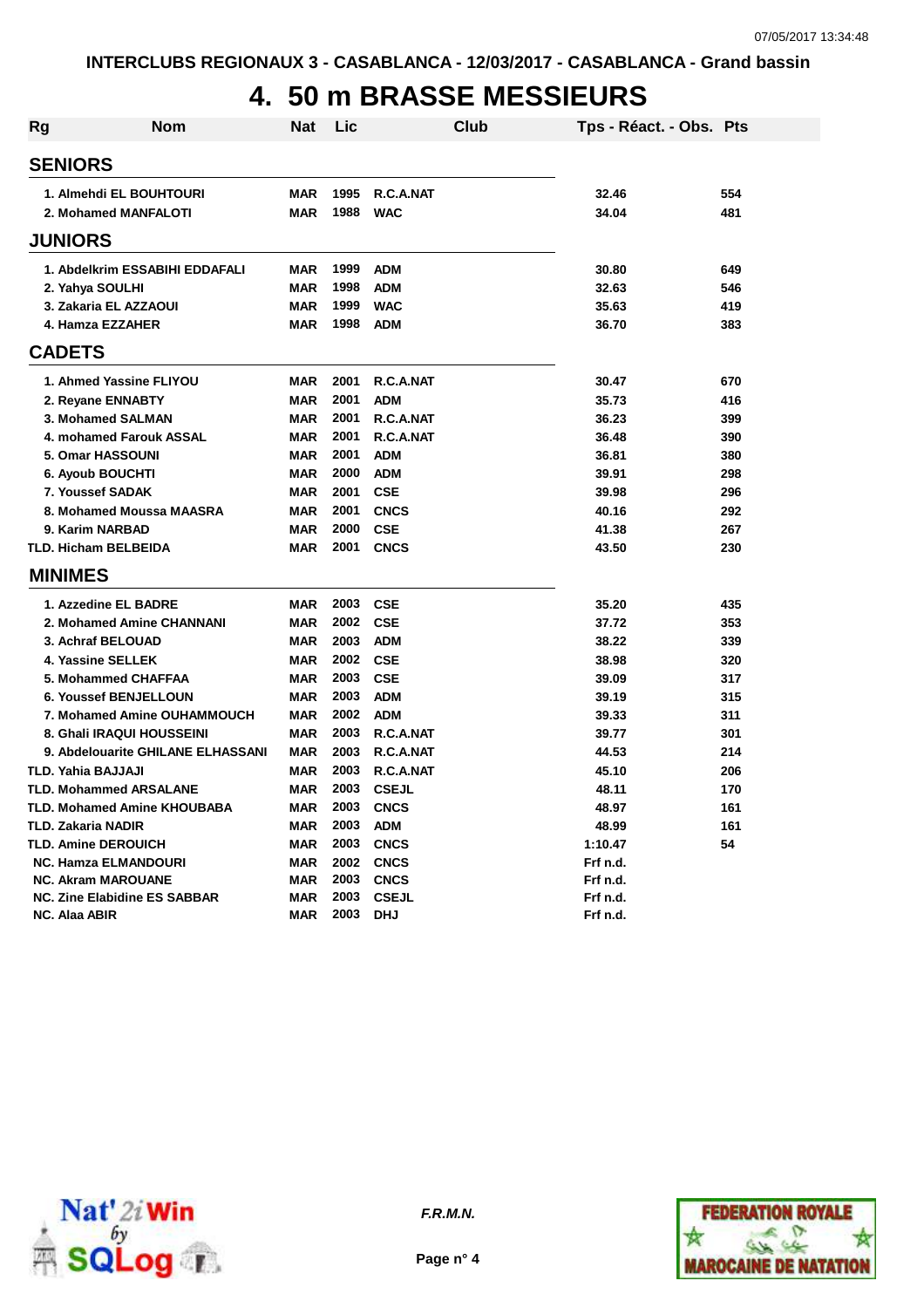INTERCLUBS REGIONAUX 3 - CASABLANCA - 12/03/2017 - CASABLANCA - Grand bassin

# 4. 50 m BRASSE MESSIEURS

| Rg | Nom | Nat | Lic | Club | Tps - Réact. - Obs. | Pts |
|---|---|---|---|---|---|---|
| **SENIORS** | | | | | | |
| 1. | Almehdi EL BOUHTOURI | MAR | 1995 | R.C.A.NAT | 32.46 | 554 |
| 2. | Mohamed MANFALOTI | MAR | 1988 | WAC | 34.04 | 481 |
| **JUNIORS** | | | | | | |
| 1. | Abdelkrim ESSABIHI EDDAFALI | MAR | 1999 | ADM | 30.80 | 649 |
| 2. | Yahya SOULHI | MAR | 1998 | ADM | 32.63 | 546 |
| 3. | Zakaria EL AZZAOUI | MAR | 1999 | WAC | 35.63 | 419 |
| 4. | Hamza EZZAHER | MAR | 1998 | ADM | 36.70 | 383 |
| **CADETS** | | | | | | |
| 1. | Ahmed Yassine FLIYOU | MAR | 2001 | R.C.A.NAT | 30.47 | 670 |
| 2. | Reyane ENNABTY | MAR | 2001 | ADM | 35.73 | 416 |
| 3. | Mohamed SALMAN | MAR | 2001 | R.C.A.NAT | 36.23 | 399 |
| 4. | mohamed Farouk ASSAL | MAR | 2001 | R.C.A.NAT | 36.48 | 390 |
| 5. | Omar HASSOUNI | MAR | 2001 | ADM | 36.81 | 380 |
| 6. | Ayoub BOUCHTI | MAR | 2000 | ADM | 39.91 | 298 |
| 7. | Youssef SADAK | MAR | 2001 | CSE | 39.98 | 296 |
| 8. | Mohamed Moussa MAASRA | MAR | 2001 | CNCS | 40.16 | 292 |
| 9. | Karim NARBAD | MAR | 2000 | CSE | 41.38 | 267 |
| TLD. | Hicham BELBEIDA | MAR | 2001 | CNCS | 43.50 | 230 |
| **MINIMES** | | | | | | |
| 1. | Azzedine EL BADRE | MAR | 2003 | CSE | 35.20 | 435 |
| 2. | Mohamed Amine CHANNANI | MAR | 2002 | CSE | 37.72 | 353 |
| 3. | Achraf BELOUAD | MAR | 2003 | ADM | 38.22 | 339 |
| 4. | Yassine SELLEK | MAR | 2002 | CSE | 38.98 | 320 |
| 5. | Mohammed CHAFFAA | MAR | 2003 | CSE | 39.09 | 317 |
| 6. | Youssef BENJELLOUN | MAR | 2003 | ADM | 39.19 | 315 |
| 7. | Mohamed Amine OUHAMMOUCH | MAR | 2002 | ADM | 39.33 | 311 |
| 8. | Ghali IRAQUI HOUSSEINI | MAR | 2003 | R.C.A.NAT | 39.77 | 301 |
| 9. | Abdelouarite GHILANE ELHASSANI | MAR | 2003 | R.C.A.NAT | 44.53 | 214 |
| TLD. | Yahia BAJJAJI | MAR | 2003 | R.C.A.NAT | 45.10 | 206 |
| TLD. | Mohammed ARSALANE | MAR | 2003 | CSEJL | 48.11 | 170 |
| TLD. | Mohamed Amine KHOUBABA | MAR | 2003 | CNCS | 48.97 | 161 |
| TLD. | Zakaria NADIR | MAR | 2003 | ADM | 48.99 | 161 |
| TLD. | Amine DEROUICH | MAR | 2003 | CNCS | 1:10.47 | 54 |
| NC. | Hamza ELMANDOURI | MAR | 2002 | CNCS | Frf n.d. | |
| NC. | Akram MAROUANE | MAR | 2003 | CNCS | Frf n.d. | |
| NC. | Zine Elabidine ES SABBAR | MAR | 2003 | CSEJL | Frf n.d. | |
| NC. | Alaa ABIR | MAR | 2003 | DHJ | Frf n.d. | |

*F.R.M.N.*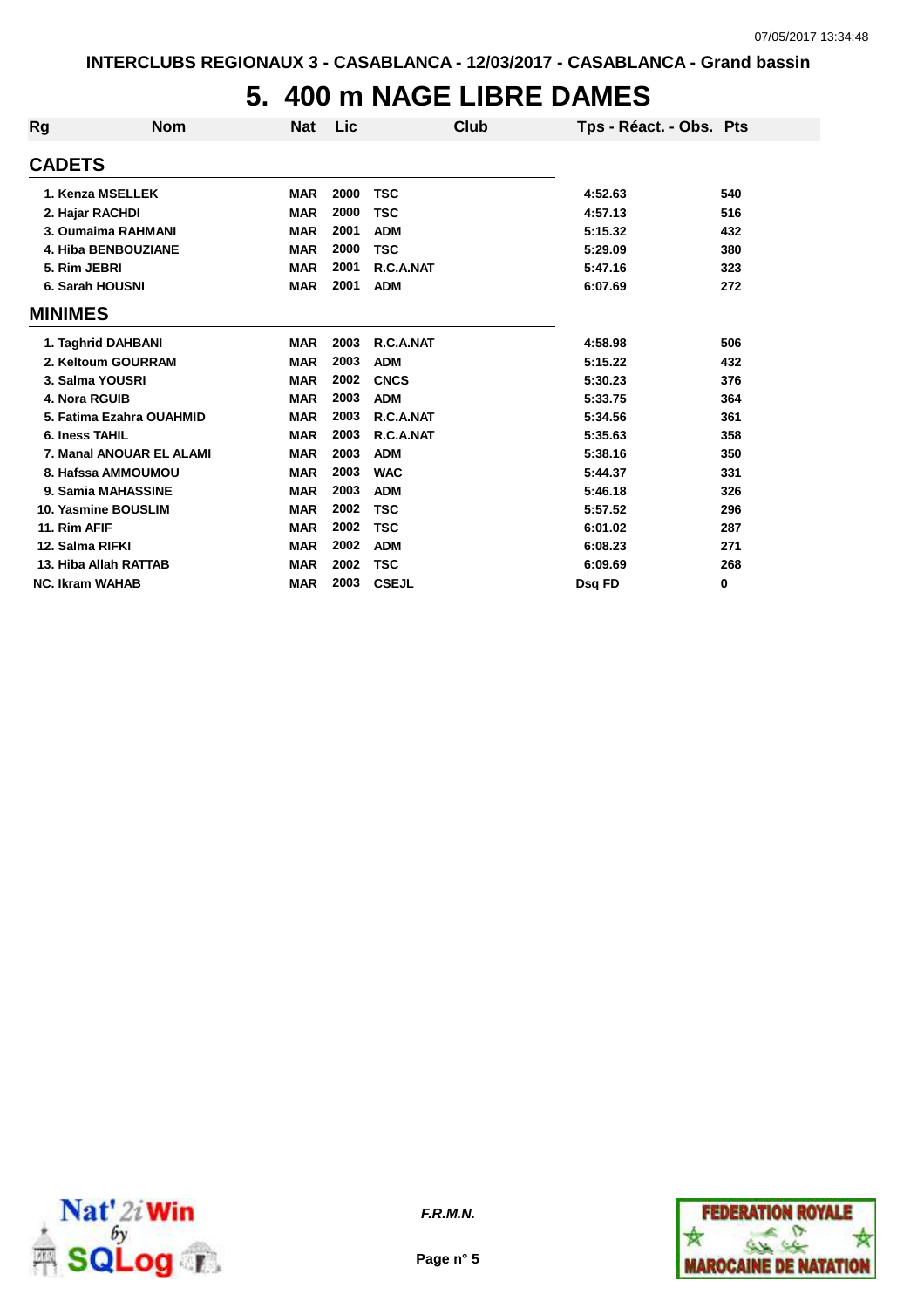# 5. 400 m NAGE LIBRE DAMES

| Rg | Nom | Nat | Lic | Club | Tps - Réact. - Obs. | Pts |
|---|---|---|---|---|---|---|
| **CADETS** | | | | | | |
| 1. | Kenza MSELLEK | MAR | 2000 | TSC | 4:52.63 | 540 |
| 2. | Hajar RACHDI | MAR | 2000 | TSC | 4:57.13 | 516 |
| 3. | Oumaima RAHMANI | MAR | 2001 | ADM | 5:15.32 | 432 |
| 4. | Hiba BENBOUZIANE | MAR | 2000 | TSC | 5:29.09 | 380 |
| 5. | Rim JEBRI | MAR | 2001 | R.C.A.NAT | 5:47.16 | 323 |
| 6. | Sarah HOUSNI | MAR | 2001 | ADM | 6:07.69 | 272 |
| **MINIMES** | | | | | | |
| 1. | Taghrid DAHBANI | MAR | 2003 | R.C.A.NAT | 4:58.98 | 506 |
| 2. | Keltoum GOURRAM | MAR | 2003 | ADM | 5:15.22 | 432 |
| 3. | Salma YOUSRI | MAR | 2002 | CNCS | 5:30.23 | 376 |
| 4. | Nora RGUIB | MAR | 2003 | ADM | 5:33.75 | 364 |
| 5. | Fatima Ezahra OUAHMID | MAR | 2003 | R.C.A.NAT | 5:34.56 | 361 |
| 6. | Iness TAHIL | MAR | 2003 | R.C.A.NAT | 5:35.63 | 358 |
| 7. | Manal ANOUAR EL ALAMI | MAR | 2003 | ADM | 5:38.16 | 350 |
| 8. | Hafssa AMMOUMOU | MAR | 2003 | WAC | 5:44.37 | 331 |
| 9. | Samia MAHASSINE | MAR | 2003 | ADM | 5:46.18 | 326 |
| 10. | Yasmine BOUSLIM | MAR | 2002 | TSC | 5:57.52 | 296 |
| 11. | Rim AFIF | MAR | 2002 | TSC | 6:01.02 | 287 |
| 12. | Salma RIFKI | MAR | 2002 | ADM | 6:08.23 | 271 |
| 13. | Hiba Allah RATTAB | MAR | 2002 | TSC | 6:09.69 | 268 |
| NC. | Ikram WAHAB | MAR | 2003 | CSEJL | Dsq FD | 0 |

F.R.M.N.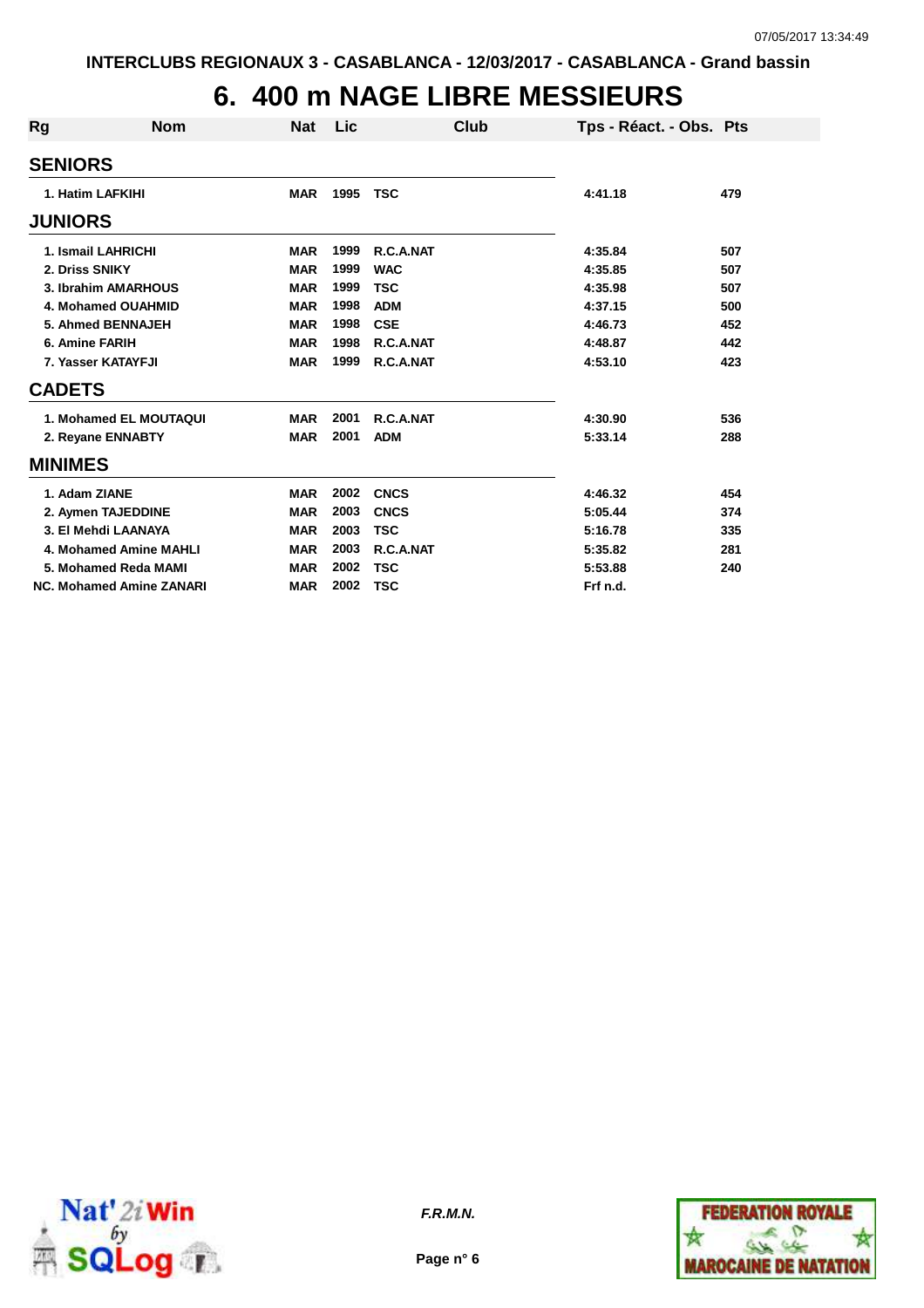# 6. 400 m NAGE LIBRE MESSIEURS

| Rg | Nom | Nat | Lic | Club | Tps - Réact. - Obs. | Pts |
|---|---|---|---|---|---|---|
| **SENIORS** | | | | | | |
| 1. | Hatim LAFKIHI | MAR | 1995 | TSC | 4:41.18 | 479 |
| **JUNIORS** | | | | | | |
| 1. | Ismail LAHRICHI | MAR | 1999 | R.C.A.NAT | 4:35.84 | 507 |
| 2. | Driss SNIKY | MAR | 1999 | WAC | 4:35.85 | 507 |
| 3. | Ibrahim AMARHOUS | MAR | 1999 | TSC | 4:35.98 | 507 |
| 4. | Mohamed OUAHMID | MAR | 1998 | ADM | 4:37.15 | 500 |
| 5. | Ahmed BENNAJEH | MAR | 1998 | CSE | 4:46.73 | 452 |
| 6. | Amine FARIH | MAR | 1998 | R.C.A.NAT | 4:48.87 | 442 |
| 7. | Yasser KATAYFJI | MAR | 1999 | R.C.A.NAT | 4:53.10 | 423 |
| **CADETS** | | | | | | |
| 1. | Mohamed EL MOUTAQUI | MAR | 2001 | R.C.A.NAT | 4:30.90 | 536 |
| 2. | Reyane ENNABTY | MAR | 2001 | ADM | 5:33.14 | 288 |
| **MINIMES** | | | | | | |
| 1. | Adam ZIANE | MAR | 2002 | CNCS | 4:46.32 | 454 |
| 2. | Aymen TAJEDDINE | MAR | 2003 | CNCS | 5:05.44 | 374 |
| 3. | El Mehdi LAANAYA | MAR | 2003 | TSC | 5:16.78 | 335 |
| 4. | Mohamed Amine MAHLI | MAR | 2003 | R.C.A.NAT | 5:35.82 | 281 |
| 5. | Mohamed Reda MAMI | MAR | 2002 | TSC | 5:53.88 | 240 |
| NC. | Mohamed Amine ZANARI | MAR | 2002 | TSC | Frf n.d. | |

*F.R.M.N.*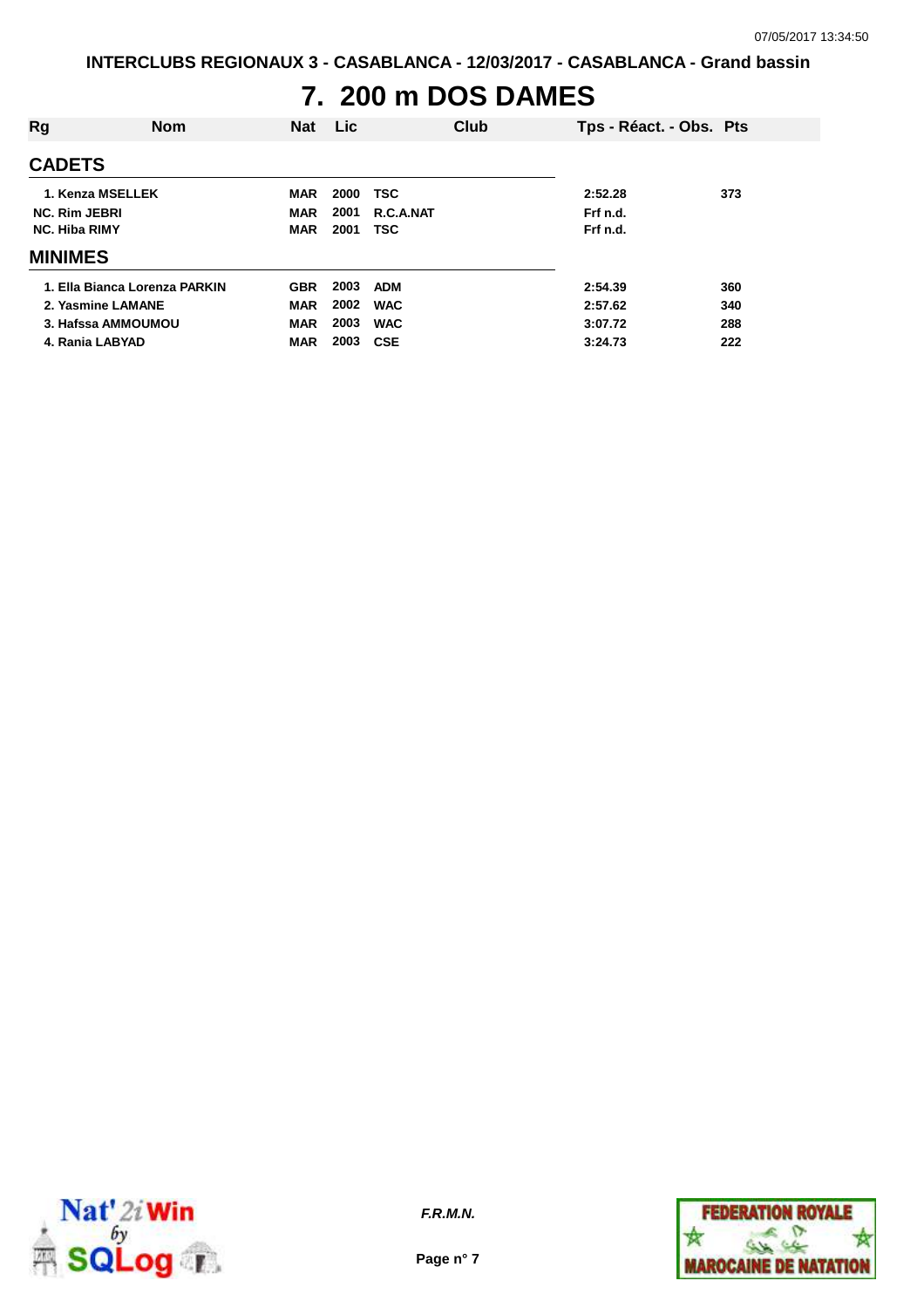# 7. 200 m DOS DAMES

| Rg | Nom | Nat | Lic | Club | Tps - Réact. - Obs. | Pts |
|---|---|---|---|---|---|---|
| **CADETS** | | | | | | |
| 1. | Kenza MSELLEK | MAR | 2000 | TSC | 2:52.28 | 373 |
| NC. | Rim JEBRI | MAR | 2001 | R.C.A.NAT | Frf n.d. | |
| NC. | Hiba RIMY | MAR | 2001 | TSC | Frf n.d. | |
| **MINIMES** | | | | | | |
| 1. | Ella Bianca Lorenza PARKIN | GBR | 2003 | ADM | 2:54.39 | 360 |
| 2. | Yasmine LAMANE | MAR | 2002 | WAC | 2:57.62 | 340 |
| 3. | Hafssa AMMOUMOU | MAR | 2003 | WAC | 3:07.72 | 288 |
| 4. | Rania LABYAD | MAR | 2003 | CSE | 3:24.73 | 222 |

*F.R.M.N.*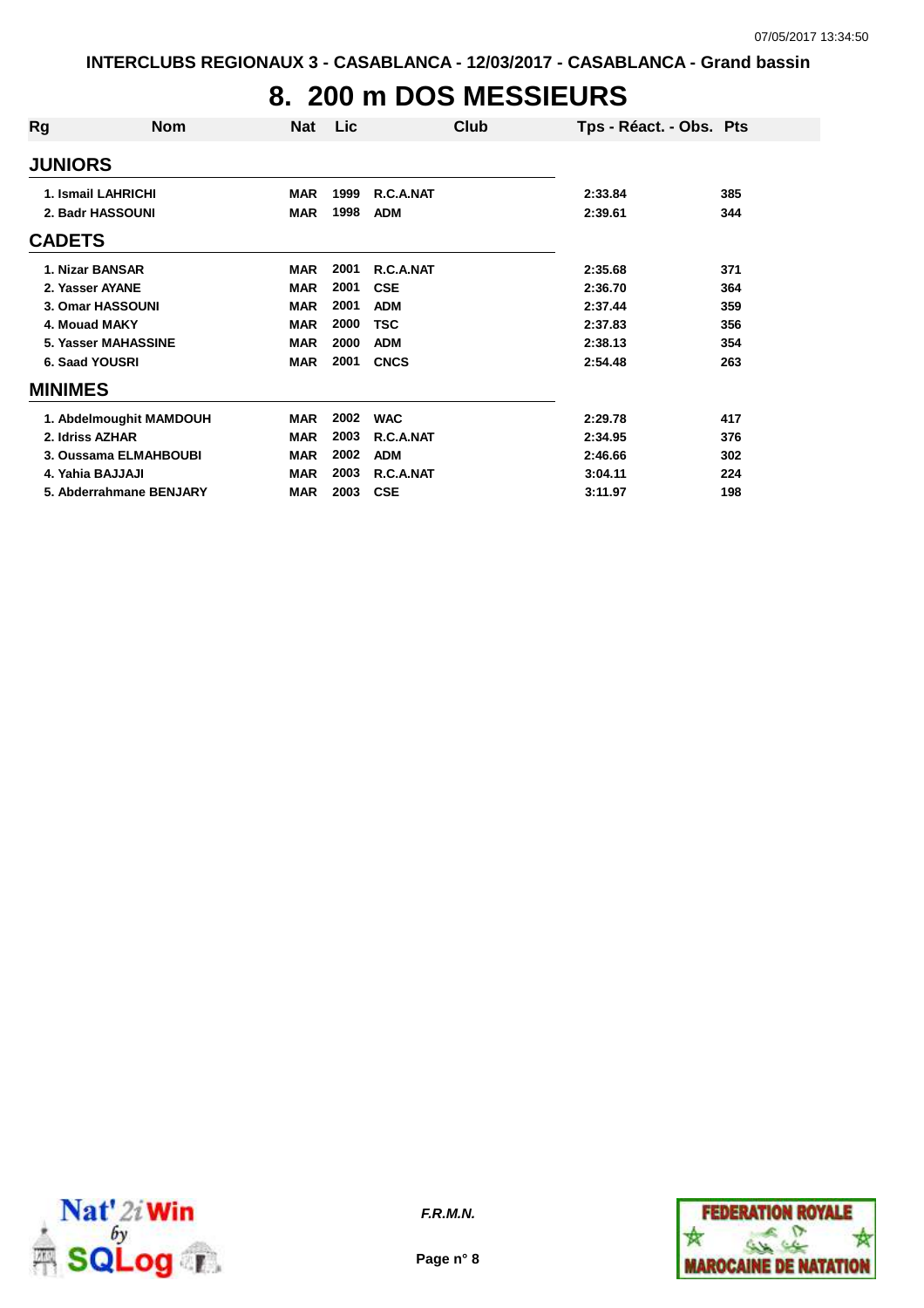# 8. 200 m DOS MESSIEURS

| Rg | Nom | Nat | Lic | Club | Tps - Réact. - Obs. | Pts |
|---|---|---|---|---|---|---|
| **JUNIORS** | | | | | | |
| 1. | Ismail LAHRICHI | MAR | 1999 | R.C.A.NAT | 2:33.84 | 385 |
| 2. | Badr HASSOUNI | MAR | 1998 | ADM | 2:39.61 | 344 |
| **CADETS** | | | | | | |
| 1. | Nizar BANSAR | MAR | 2001 | R.C.A.NAT | 2:35.68 | 371 |
| 2. | Yasser AYANE | MAR | 2001 | CSE | 2:36.70 | 364 |
| 3. | Omar HASSOUNI | MAR | 2001 | ADM | 2:37.44 | 359 |
| 4. | Mouad MAKY | MAR | 2000 | TSC | 2:37.83 | 356 |
| 5. | Yasser MAHASSINE | MAR | 2000 | ADM | 2:38.13 | 354 |
| 6. | Saad YOUSRI | MAR | 2001 | CNCS | 2:54.48 | 263 |
| **MINIMES** | | | | | | |
| 1. | Abdelmoughit MAMDOUH | MAR | 2002 | WAC | 2:29.78 | 417 |
| 2. | Idriss AZHAR | MAR | 2003 | R.C.A.NAT | 2:34.95 | 376 |
| 3. | Oussama ELMAHBOUBI | MAR | 2002 | ADM | 2:46.66 | 302 |
| 4. | Yahia BAJJAJI | MAR | 2003 | R.C.A.NAT | 3:04.11 | 224 |
| 5. | Abderrahmane BENJARY | MAR | 2003 | CSE | 3:11.97 | 198 |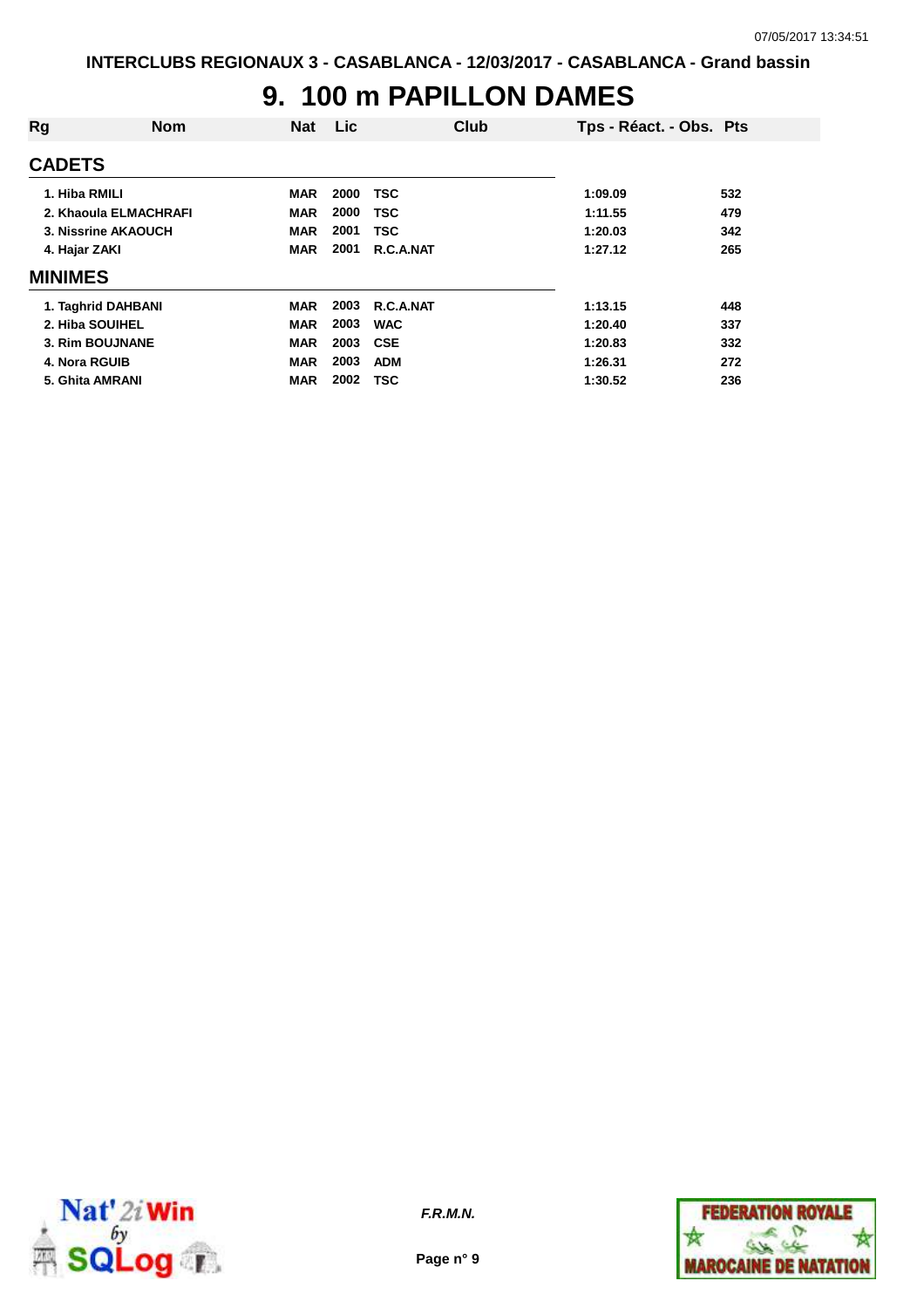# 9. 100 m PAPILLON DAMES

| Rg | Nom | Nat | Lic | Club | Tps - Réact. - Obs. | Pts |
|---|---|---|---|---|---|---|
| **CADETS** | | | | | | |
| 1. | Hiba RMILI | MAR | 2000 | TSC | 1:09.09 | 532 |
| 2. | Khaoula ELMACHRAFI | MAR | 2000 | TSC | 1:11.55 | 479 |
| 3. | Nissrine AKAOUCH | MAR | 2001 | TSC | 1:20.03 | 342 |
| 4. | Hajar ZAKI | MAR | 2001 | R.C.A.NAT | 1:27.12 | 265 |
| **MINIMES** | | | | | | |
| 1. | Taghrid DAHBANI | MAR | 2003 | R.C.A.NAT | 1:13.15 | 448 |
| 2. | Hiba SOUIHEL | MAR | 2003 | WAC | 1:20.40 | 337 |
| 3. | Rim BOUJNANE | MAR | 2003 | CSE | 1:20.83 | 332 |
| 4. | Nora RGUIB | MAR | 2003 | ADM | 1:26.31 | 272 |
| 5. | Ghita AMRANI | MAR | 2002 | TSC | 1:30.52 | 236 |

*F.R.M.N.*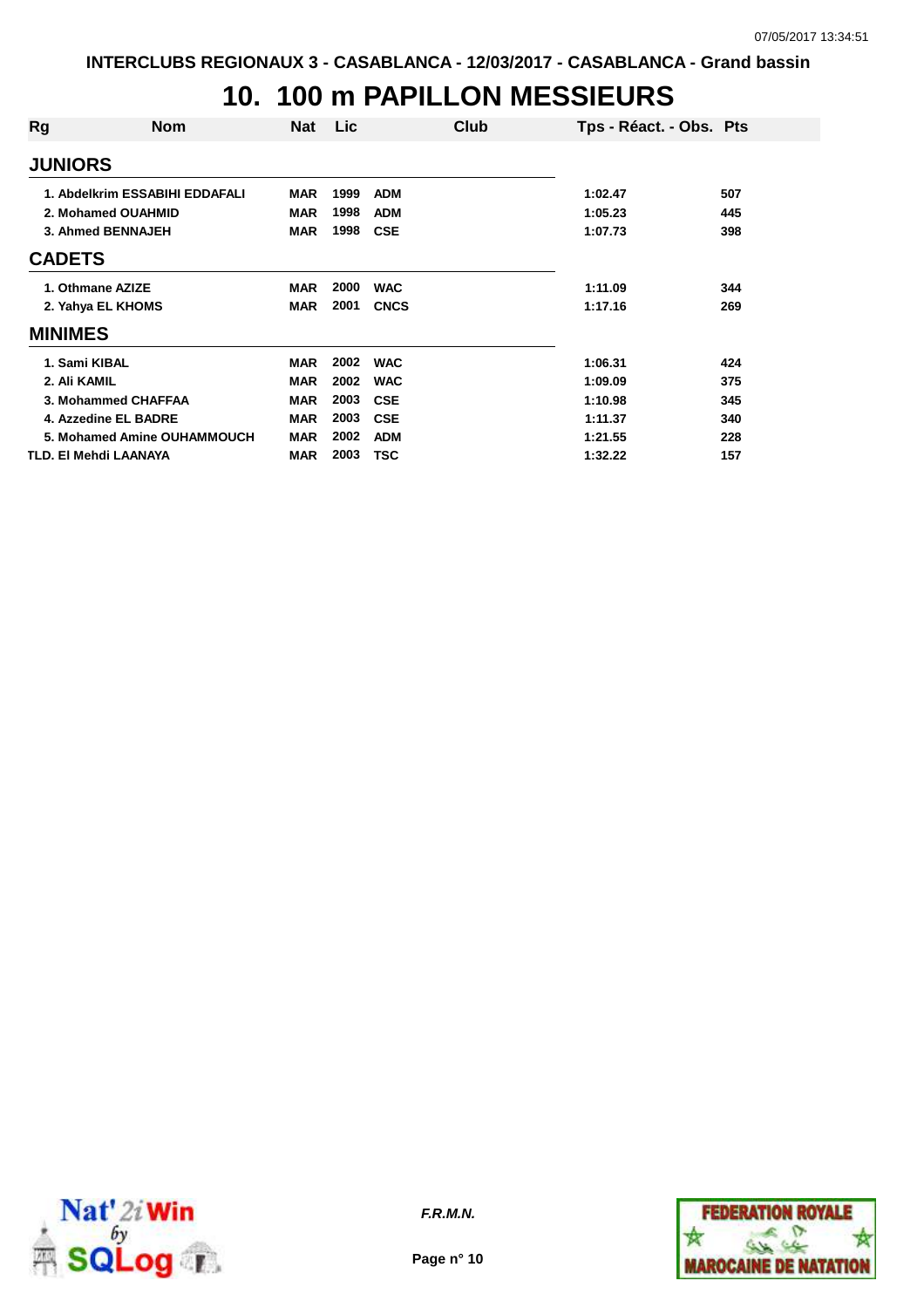# 10. 100 m PAPILLON MESSIEURS

| Rg | Nom | Nat | Lic | Club | Tps - Réact. - Obs. | Pts |
|---|---|---|---|---|---|---|
| **JUNIORS** | | | | | | |
| 1. | Abdelkrim ESSABIHI EDDAFALI | MAR | 1999 | ADM | 1:02.47 | 507 |
| 2. | Mohamed OUAHMID | MAR | 1998 | ADM | 1:05.23 | 445 |
| 3. | Ahmed BENNAJEH | MAR | 1998 | CSE | 1:07.73 | 398 |
| **CADETS** | | | | | | |
| 1. | Othmane AZIZE | MAR | 2000 | WAC | 1:11.09 | 344 |
| 2. | Yahya EL KHOMS | MAR | 2001 | CNCS | 1:17.16 | 269 |
| **MINIMES** | | | | | | |
| 1. | Sami KIBAL | MAR | 2002 | WAC | 1:06.31 | 424 |
| 2. | Ali KAMIL | MAR | 2002 | WAC | 1:09.09 | 375 |
| 3. | Mohammed CHAFFAA | MAR | 2003 | CSE | 1:10.98 | 345 |
| 4. | Azzedine EL BADRE | MAR | 2003 | CSE | 1:11.37 | 340 |
| 5. | Mohamed Amine OUHAMMOUCH | MAR | 2002 | ADM | 1:21.55 | 228 |
| TLD. | El Mehdi LAANAYA | MAR | 2003 | TSC | 1:32.22 | 157 |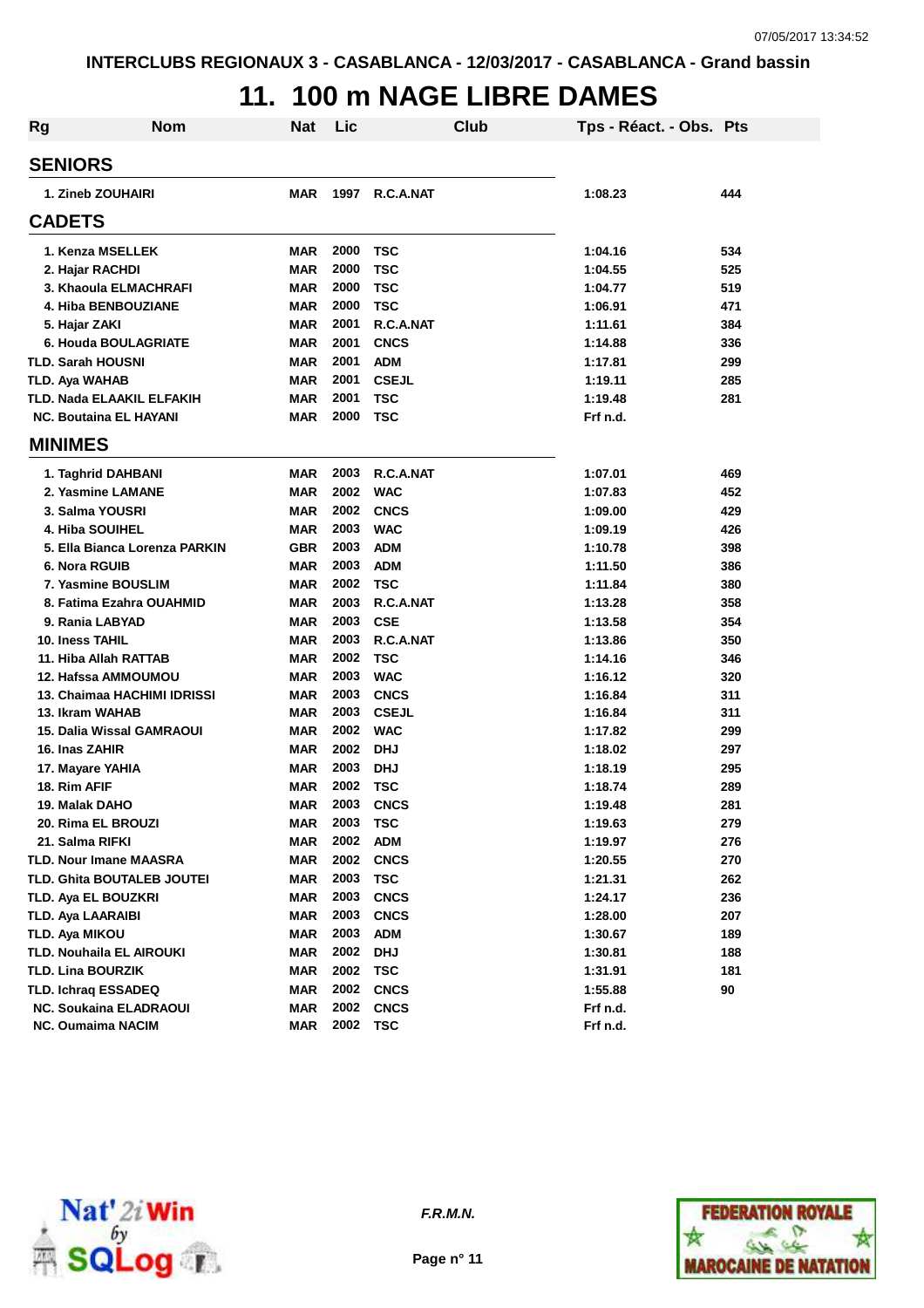# 11. 100 m NAGE LIBRE DAMES

| Rg | Nom | Nat | Lic | Club | Tps - Réact. - Obs. | Pts |
|---|---|---|---|---|---|---|
| **SENIORS** | | | | | | |
| 1. | Zineb ZOUHAIRI | MAR | 1997 | R.C.A.NAT | 1:08.23 | 444 |
| **CADETS** | | | | | | |
| 1. | Kenza MSELLEK | MAR | 2000 | TSC | 1:04.16 | 534 |
| 2. | Hajar RACHDI | MAR | 2000 | TSC | 1:04.55 | 525 |
| 3. | Khaoula ELMACHRAFI | MAR | 2000 | TSC | 1:04.77 | 519 |
| 4. | Hiba BENBOUZIANE | MAR | 2000 | TSC | 1:06.91 | 471 |
| 5. | Hajar ZAKI | MAR | 2001 | R.C.A.NAT | 1:11.61 | 384 |
| 6. | Houda BOULAGRIATE | MAR | 2001 | CNCS | 1:14.88 | 336 |
| TLD. | Sarah HOUSNI | MAR | 2001 | ADM | 1:17.81 | 299 |
| TLD. | Aya WAHAB | MAR | 2001 | CSEJL | 1:19.11 | 285 |
| TLD. | Nada ELAAKIL ELFAKIH | MAR | 2001 | TSC | 1:19.48 | 281 |
| NC. | Boutaina EL HAYANI | MAR | 2000 | TSC | Frf n.d. | |
| **MINIMES** | | | | | | |
| 1. | Taghrid DAHBANI | MAR | 2003 | R.C.A.NAT | 1:07.01 | 469 |
| 2. | Yasmine LAMANE | MAR | 2002 | WAC | 1:07.83 | 452 |
| 3. | Salma YOUSRI | MAR | 2002 | CNCS | 1:09.00 | 429 |
| 4. | Hiba SOUIHEL | MAR | 2003 | WAC | 1:09.19 | 426 |
| 5. | Ella Bianca Lorenza PARKIN | GBR | 2003 | ADM | 1:10.78 | 398 |
| 6. | Nora RGUIB | MAR | 2003 | ADM | 1:11.50 | 386 |
| 7. | Yasmine BOUSLIM | MAR | 2002 | TSC | 1:11.84 | 380 |
| 8. | Fatima Ezahra OUAHMID | MAR | 2003 | R.C.A.NAT | 1:13.28 | 358 |
| 9. | Rania LABYAD | MAR | 2003 | CSE | 1:13.58 | 354 |
| 10. | Iness TAHIL | MAR | 2003 | R.C.A.NAT | 1:13.86 | 350 |
| 11. | Hiba Allah RATTAB | MAR | 2002 | TSC | 1:14.16 | 346 |
| 12. | Hafssa AMMOUMOU | MAR | 2003 | WAC | 1:16.12 | 320 |
| 13. | Chaimaa HACHIMI IDRISSI | MAR | 2003 | CNCS | 1:16.84 | 311 |
| 13. | Ikram WAHAB | MAR | 2003 | CSEJL | 1:16.84 | 311 |
| 15. | Dalia Wissal GAMRAOUI | MAR | 2002 | WAC | 1:17.82 | 299 |
| 16. | Inas ZAHIR | MAR | 2002 | DHJ | 1:18.02 | 297 |
| 17. | Mayare YAHIA | MAR | 2003 | DHJ | 1:18.19 | 295 |
| 18. | Rim AFIF | MAR | 2002 | TSC | 1:18.74 | 289 |
| 19. | Malak DAHO | MAR | 2003 | CNCS | 1:19.48 | 281 |
| 20. | Rima EL BROUZI | MAR | 2003 | TSC | 1:19.63 | 279 |
| 21. | Salma RIFKI | MAR | 2002 | ADM | 1:19.97 | 276 |
| TLD. | Nour Imane MAASRA | MAR | 2002 | CNCS | 1:20.55 | 270 |
| TLD. | Ghita BOUTALEB JOUTEI | MAR | 2003 | TSC | 1:21.31 | 262 |
| TLD. | Aya EL BOUZKRI | MAR | 2003 | CNCS | 1:24.17 | 236 |
| TLD. | Aya LAARAIBI | MAR | 2003 | CNCS | 1:28.00 | 207 |
| TLD. | Aya MIKOU | MAR | 2003 | ADM | 1:30.67 | 189 |
| TLD. | Nouhaila EL AIROUKI | MAR | 2002 | DHJ | 1:30.81 | 188 |
| TLD. | Lina BOURZIK | MAR | 2002 | TSC | 1:31.91 | 181 |
| TLD. | Ichraq ESSADEQ | MAR | 2002 | CNCS | 1:55.88 | 90 |
| NC. | Soukaina ELADRAOUI | MAR | 2002 | CNCS | Frf n.d. | |
| NC. | Oumaima NACIM | MAR | 2002 | TSC | Frf n.d. | |

*F.R.M.N.*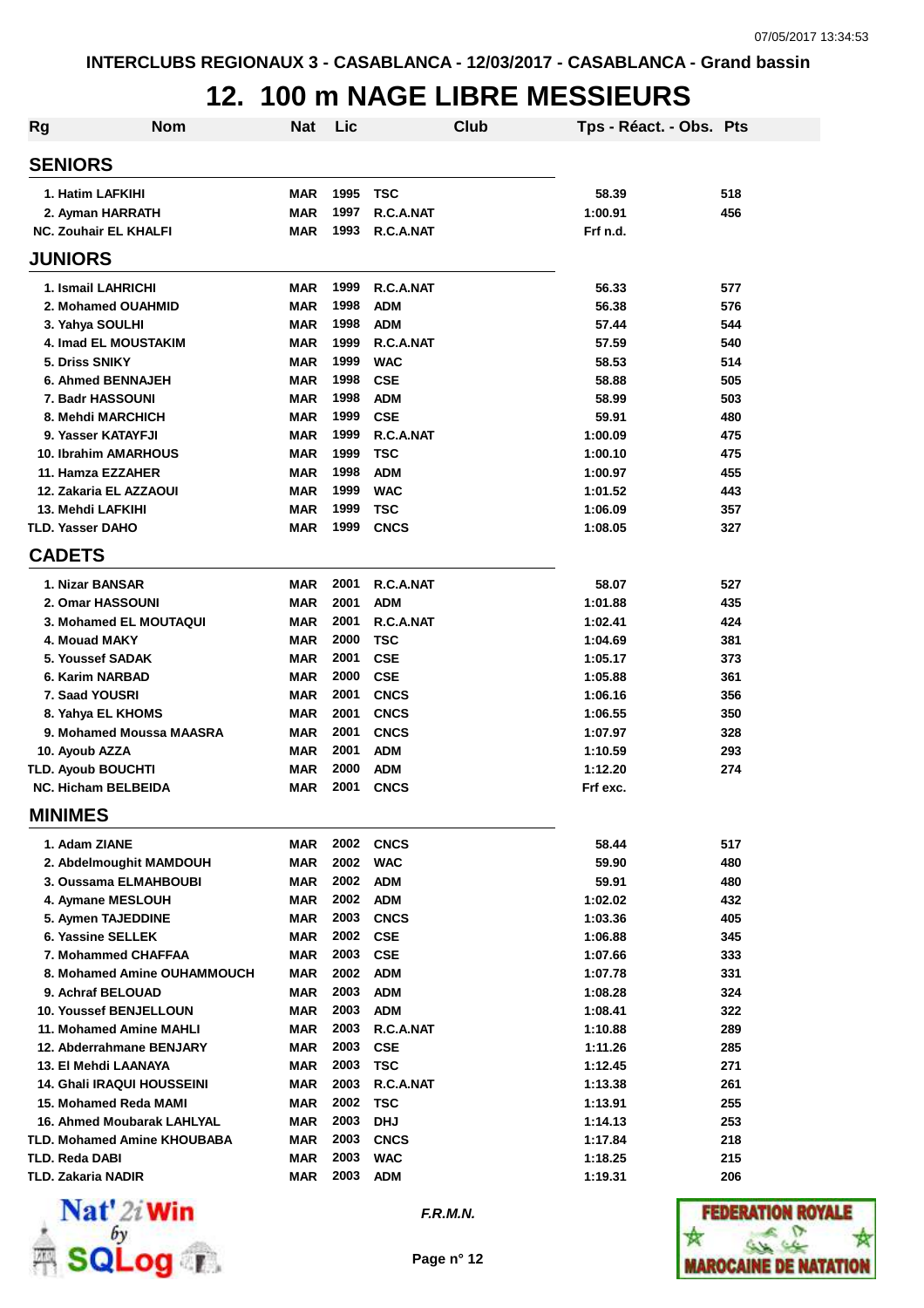INTERCLUBS REGIONAUX 3 - CASABLANCA - 12/03/2017 - CASABLANCA - Grand bassin

# 12. 100 m NAGE LIBRE MESSIEURS

| Rg | Nom | Nat | Lic | Club | Tps - Réact. - Obs. | Pts |
|---|---|---|---|---|---|---|
| **SENIORS** | | | | | | |
| 1. | Hatim LAFKIHI | MAR | 1995 | TSC | 58.39 | 518 |
| 2. | Ayman HARRATH | MAR | 1997 | R.C.A.NAT | 1:00.91 | 456 |
| NC. | Zouhair EL KHALFI | MAR | 1993 | R.C.A.NAT | Frf n.d. | |
| **JUNIORS** | | | | | | |
| 1. | Ismail LAHRICHI | MAR | 1999 | R.C.A.NAT | 56.33 | 577 |
| 2. | Mohamed OUAHMID | MAR | 1998 | ADM | 56.38 | 576 |
| 3. | Yahya SOULHI | MAR | 1998 | ADM | 57.44 | 544 |
| 4. | Imad EL MOUSTAKIM | MAR | 1999 | R.C.A.NAT | 57.59 | 540 |
| 5. | Driss SNIKY | MAR | 1999 | WAC | 58.53 | 514 |
| 6. | Ahmed BENNAJEH | MAR | 1998 | CSE | 58.88 | 505 |
| 7. | Badr HASSOUNI | MAR | 1998 | ADM | 58.99 | 503 |
| 8. | Mehdi MARCHICH | MAR | 1999 | CSE | 59.91 | 480 |
| 9. | Yasser KATAYFJI | MAR | 1999 | R.C.A.NAT | 1:00.09 | 475 |
| 10. | Ibrahim AMARHOUS | MAR | 1999 | TSC | 1:00.10 | 475 |
| 11. | Hamza EZZAHER | MAR | 1998 | ADM | 1:00.97 | 455 |
| 12. | Zakaria EL AZZAOUI | MAR | 1999 | WAC | 1:01.52 | 443 |
| 13. | Mehdi LAFKIHI | MAR | 1999 | TSC | 1:06.09 | 357 |
| TLD. | Yasser DAHO | MAR | 1999 | CNCS | 1:08.05 | 327 |
| **CADETS** | | | | | | |
| 1. | Nizar BANSAR | MAR | 2001 | R.C.A.NAT | 58.07 | 527 |
| 2. | Omar HASSOUNI | MAR | 2001 | ADM | 1:01.88 | 435 |
| 3. | Mohamed EL MOUTAQUI | MAR | 2001 | R.C.A.NAT | 1:02.41 | 424 |
| 4. | Mouad MAKY | MAR | 2000 | TSC | 1:04.69 | 381 |
| 5. | Youssef SADAK | MAR | 2001 | CSE | 1:05.17 | 373 |
| 6. | Karim NARBAD | MAR | 2000 | CSE | 1:05.88 | 361 |
| 7. | Saad YOUSRI | MAR | 2001 | CNCS | 1:06.16 | 356 |
| 8. | Yahya EL KHOMS | MAR | 2001 | CNCS | 1:06.55 | 350 |
| 9. | Mohamed Moussa MAASRA | MAR | 2001 | CNCS | 1:07.97 | 328 |
| 10. | Ayoub AZZA | MAR | 2001 | ADM | 1:10.59 | 293 |
| TLD. | Ayoub BOUCHTI | MAR | 2000 | ADM | 1:12.20 | 274 |
| NC. | Hicham BELBEIDA | MAR | 2001 | CNCS | Frf exc. | |
| **MINIMES** | | | | | | |
| 1. | Adam ZIANE | MAR | 2002 | CNCS | 58.44 | 517 |
| 2. | Abdelmoughit MAMDOUH | MAR | 2002 | WAC | 59.90 | 480 |
| 3. | Oussama ELMAHBOUBI | MAR | 2002 | ADM | 59.91 | 480 |
| 4. | Aymane MESLOUH | MAR | 2002 | ADM | 1:02.02 | 432 |
| 5. | Aymen TAJEDDINE | MAR | 2003 | CNCS | 1:03.36 | 405 |
| 6. | Yassine SELLEK | MAR | 2002 | CSE | 1:06.88 | 345 |
| 7. | Mohammed CHAFFAA | MAR | 2003 | CSE | 1:07.66 | 333 |
| 8. | Mohamed Amine OUHAMMOUCH | MAR | 2002 | ADM | 1:07.78 | 331 |
| 9. | Achraf BELOUAD | MAR | 2003 | ADM | 1:08.28 | 324 |
| 10. | Youssef BENJELLOUN | MAR | 2003 | ADM | 1:08.41 | 322 |
| 11. | Mohamed Amine MAHLI | MAR | 2003 | R.C.A.NAT | 1:10.88 | 289 |
| 12. | Abderrahmane BENJARY | MAR | 2003 | CSE | 1:11.26 | 285 |
| 13. | El Mehdi LAANAYA | MAR | 2003 | TSC | 1:12.45 | 271 |
| 14. | Ghali IRAQUI HOUSSEINI | MAR | 2003 | R.C.A.NAT | 1:13.38 | 261 |
| 15. | Mohamed Reda MAMI | MAR | 2002 | TSC | 1:13.91 | 255 |
| 16. | Ahmed Moubarak LAHLYAL | MAR | 2003 | DHJ | 1:14.13 | 253 |
| TLD. | Mohamed Amine KHOUBABA | MAR | 2003 | CNCS | 1:17.84 | 218 |
| TLD. | Reda DABI | MAR | 2003 | WAC | 1:18.25 | 215 |
| TLD. | Zakaria NADIR | MAR | 2003 | ADM | 1:19.31 | 206 |

*F.R.M.N.*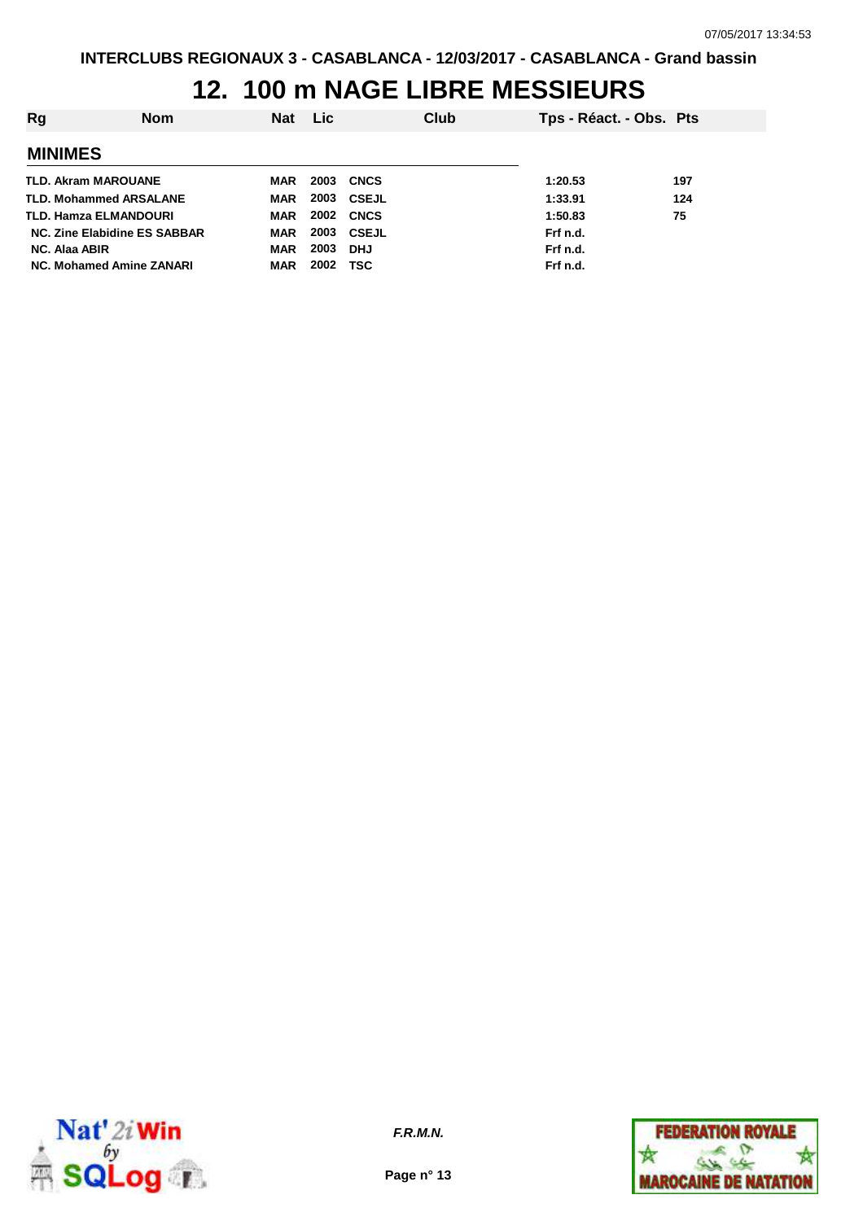# 12. 100 m NAGE LIBRE MESSIEURS

| Rg | Nom | Nat | Lic | Club | Tps - Réact. - Obs. | Pts |
|---|---|---|---|---|---|---|
| **MINIMES** | | | | | | |
| TLD. | Akram MAROUANE | MAR | 2003 | CNCS | 1:20.53 | 197 |
| TLD. | Mohammed ARSALANE | MAR | 2003 | CSEJL | 1:33.91 | 124 |
| TLD. | Hamza ELMANDOURI | MAR | 2002 | CNCS | 1:50.83 | 75 |
| NC. | Zine Elabidine ES SABBAR | MAR | 2003 | CSEJL | Frf n.d. | |
| NC. | Alaa ABIR | MAR | 2003 | DHJ | Frf n.d. | |
| NC. | Mohamed Amine ZANARI | MAR | 2002 | TSC | Frf n.d. | |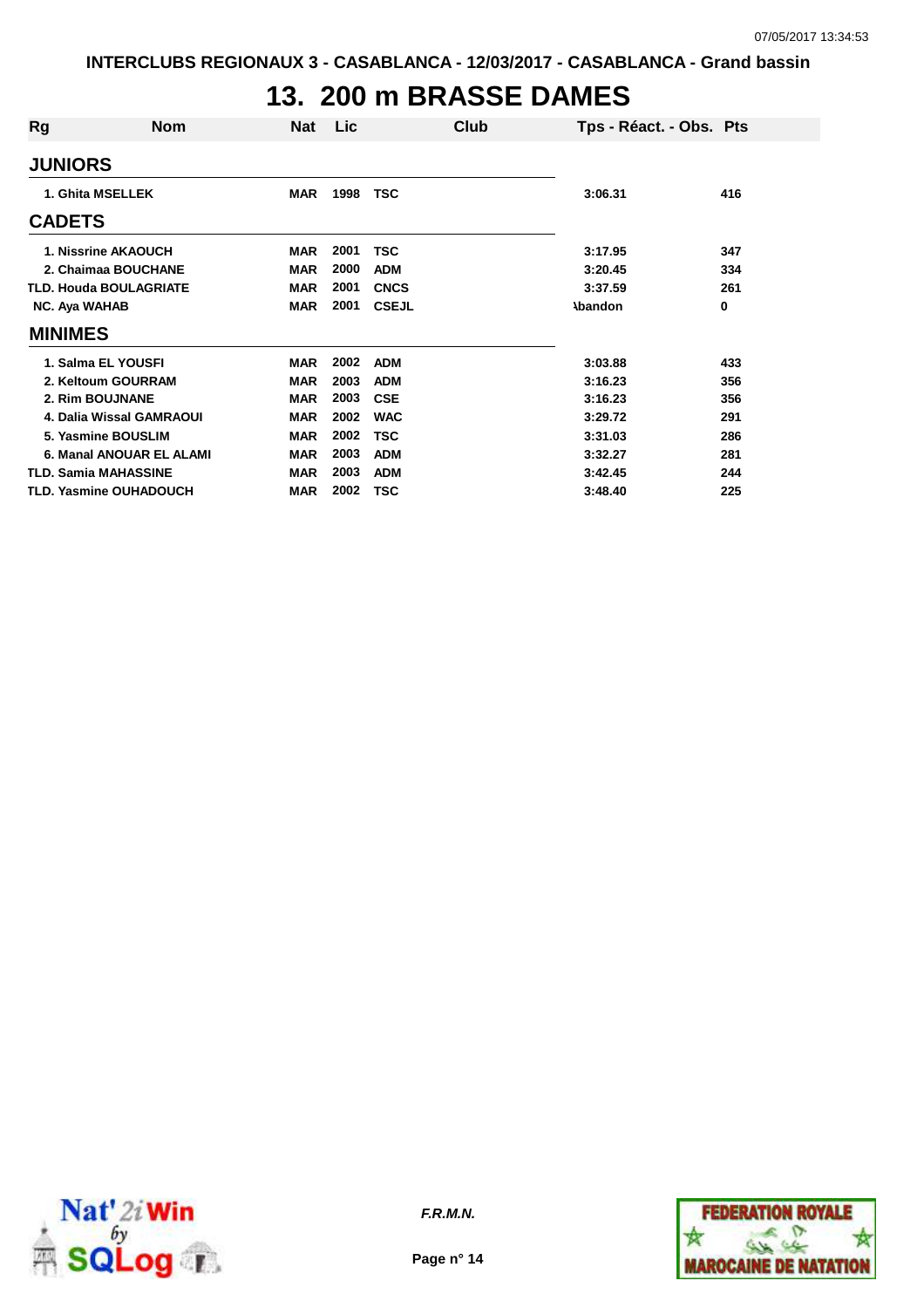INTERCLUBS REGIONAUX 3 - CASABLANCA - 12/03/2017 - CASABLANCA - Grand bassin

# 13. 200 m BRASSE DAMES

| Rg | Nom | Nat | Lic | Club | Tps - Réact. - Obs. | Pts |
|---|---|---|---|---|---|---|
| **JUNIORS** | | | | | | |
| 1. | Ghita MSELLEK | MAR | 1998 | TSC | 3:06.31 | 416 |
| **CADETS** | | | | | | |
| 1. | Nissrine AKAOUCH | MAR | 2001 | TSC | 3:17.95 | 347 |
| 2. | Chaimaa BOUCHANE | MAR | 2000 | ADM | 3:20.45 | 334 |
| TLD. | Houda BOULAGRIATE | MAR | 2001 | CNCS | 3:37.59 | 261 |
| NC. | Aya WAHAB | MAR | 2001 | CSEJL | Abandon | 0 |
| **MINIMES** | | | | | | |
| 1. | Salma EL YOUSFI | MAR | 2002 | ADM | 3:03.88 | 433 |
| 2. | Keltoum GOURRAM | MAR | 2003 | ADM | 3:16.23 | 356 |
| 2. | Rim BOUJNANE | MAR | 2003 | CSE | 3:16.23 | 356 |
| 4. | Dalia Wissal GAMRAOUI | MAR | 2002 | WAC | 3:29.72 | 291 |
| 5. | Yasmine BOUSLIM | MAR | 2002 | TSC | 3:31.03 | 286 |
| 6. | Manal ANOUAR EL ALAMI | MAR | 2003 | ADM | 3:32.27 | 281 |
| TLD. | Samia MAHASSINE | MAR | 2003 | ADM | 3:42.45 | 244 |
| TLD. | Yasmine OUHADOUCH | MAR | 2002 | TSC | 3:48.40 | 225 |

*F.R.M.N.*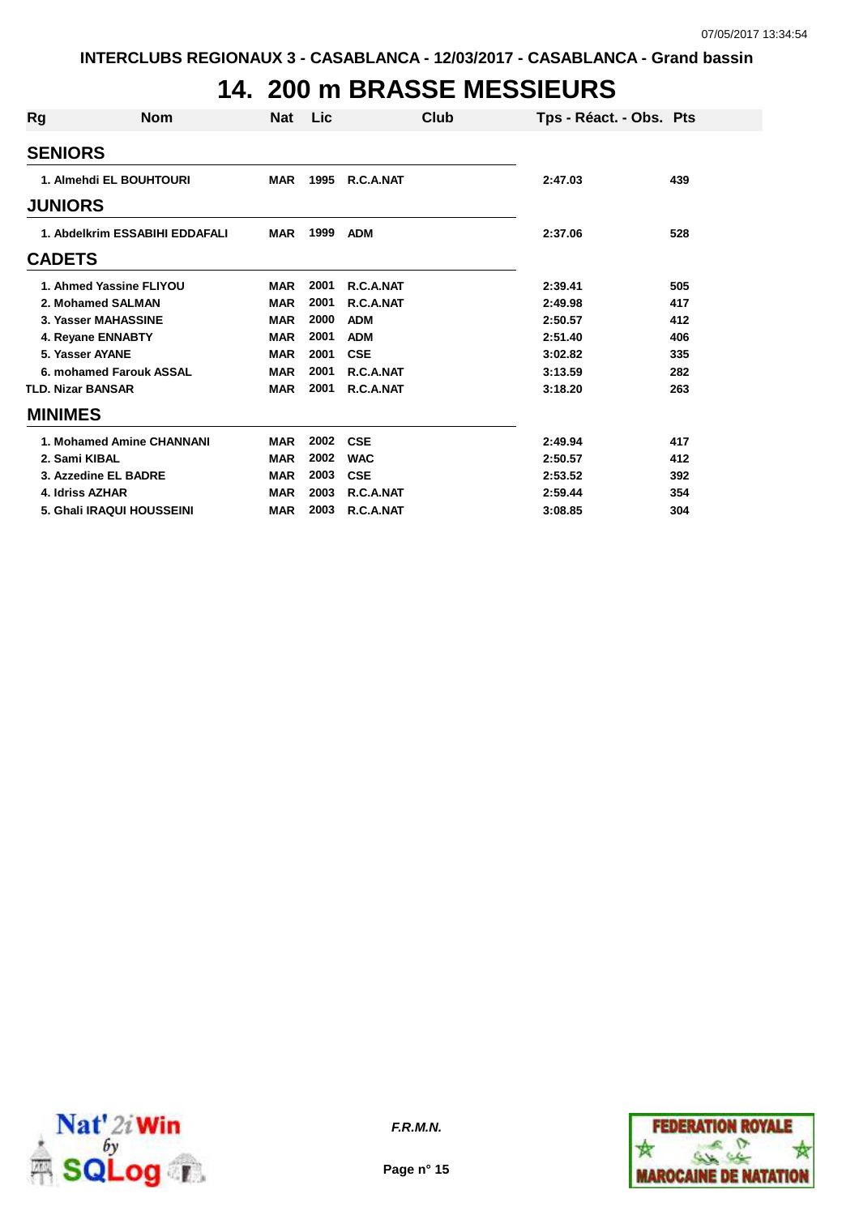INTERCLUBS REGIONAUX 3 - CASABLANCA - 12/03/2017 - CASABLANCA - Grand bassin

# 14. 200 m BRASSE MESSIEURS

| Rg | Nom | Nat | Lic | Club | Tps - Réact. - Obs. | Pts |
|---|---|---|---|---|---|---|
| **SENIORS** | | | | | | |
| 1. | Almehdi EL BOUHTOURI | MAR | 1995 | R.C.A.NAT | 2:47.03 | 439 |
| **JUNIORS** | | | | | | |
| 1. | Abdelkrim ESSABIHI EDDAFALI | MAR | 1999 | ADM | 2:37.06 | 528 |
| **CADETS** | | | | | | |
| 1. | Ahmed Yassine FLIYOU | MAR | 2001 | R.C.A.NAT | 2:39.41 | 505 |
| 2. | Mohamed SALMAN | MAR | 2001 | R.C.A.NAT | 2:49.98 | 417 |
| 3. | Yasser MAHASSINE | MAR | 2000 | ADM | 2:50.57 | 412 |
| 4. | Reyane ENNABTY | MAR | 2001 | ADM | 2:51.40 | 406 |
| 5. | Yasser AYANE | MAR | 2001 | CSE | 3:02.82 | 335 |
| 6. | mohamed Farouk ASSAL | MAR | 2001 | R.C.A.NAT | 3:13.59 | 282 |
| TLD. | Nizar BANSAR | MAR | 2001 | R.C.A.NAT | 3:18.20 | 263 |
| **MINIMES** | | | | | | |
| 1. | Mohamed Amine CHANNANI | MAR | 2002 | CSE | 2:49.94 | 417 |
| 2. | Sami KIBAL | MAR | 2002 | WAC | 2:50.57 | 412 |
| 3. | Azzedine EL BADRE | MAR | 2003 | CSE | 2:53.52 | 392 |
| 4. | Idriss AZHAR | MAR | 2003 | R.C.A.NAT | 2:59.44 | 354 |
| 5. | Ghali IRAQUI HOUSSEINI | MAR | 2003 | R.C.A.NAT | 3:08.85 | 304 |

*F.R.M.N.*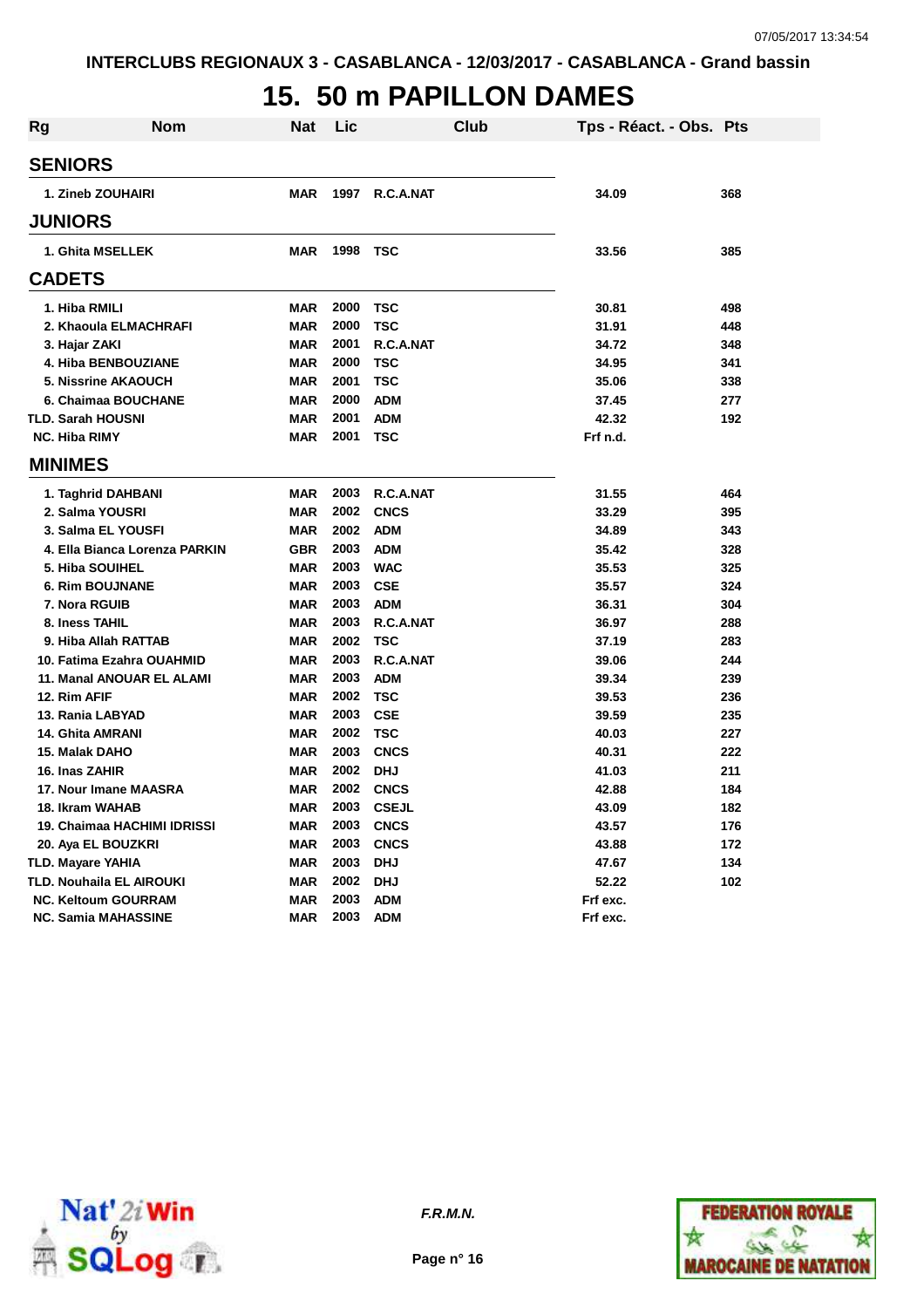INTERCLUBS REGIONAUX 3 - CASABLANCA - 12/03/2017 - CASABLANCA - Grand bassin

# 15. 50 m PAPILLON DAMES

| Rg | Nom | Nat | Lic | Club | Tps - Réact. - Obs. | Pts |
|---|---|---|---|---|---|---|
| **SENIORS** | | | | | | |
| 1. | Zineb ZOUHAIRI | MAR | 1997 | R.C.A.NAT | 34.09 | 368 |
| **JUNIORS** | | | | | | |
| 1. | Ghita MSELLEK | MAR | 1998 | TSC | 33.56 | 385 |
| **CADETS** | | | | | | |
| 1. | Hiba RMILI | MAR | 2000 | TSC | 30.81 | 498 |
| 2. | Khaoula ELMACHRAFI | MAR | 2000 | TSC | 31.91 | 448 |
| 3. | Hajar ZAKI | MAR | 2001 | R.C.A.NAT | 34.72 | 348 |
| 4. | Hiba BENBOUZIANE | MAR | 2000 | TSC | 34.95 | 341 |
| 5. | Nissrine AKAOUCH | MAR | 2001 | TSC | 35.06 | 338 |
| 6. | Chaimaa BOUCHANE | MAR | 2000 | ADM | 37.45 | 277 |
| TLD. | Sarah HOUSNI | MAR | 2001 | ADM | 42.32 | 192 |
| NC. | Hiba RIMY | MAR | 2001 | TSC | Frf n.d. | |
| **MINIMES** | | | | | | |
| 1. | Taghrid DAHBANI | MAR | 2003 | R.C.A.NAT | 31.55 | 464 |
| 2. | Salma YOUSRI | MAR | 2002 | CNCS | 33.29 | 395 |
| 3. | Salma EL YOUSFI | MAR | 2002 | ADM | 34.89 | 343 |
| 4. | Ella Bianca Lorenza PARKIN | GBR | 2003 | ADM | 35.42 | 328 |
| 5. | Hiba SOUIHEL | MAR | 2003 | WAC | 35.53 | 325 |
| 6. | Rim BOUJNANE | MAR | 2003 | CSE | 35.57 | 324 |
| 7. | Nora RGUIB | MAR | 2003 | ADM | 36.31 | 304 |
| 8. | Iness TAHIL | MAR | 2003 | R.C.A.NAT | 36.97 | 288 |
| 9. | Hiba Allah RATTAB | MAR | 2002 | TSC | 37.19 | 283 |
| 10. | Fatima Ezahra OUAHMID | MAR | 2003 | R.C.A.NAT | 39.06 | 244 |
| 11. | Manal ANOUAR EL ALAMI | MAR | 2003 | ADM | 39.34 | 239 |
| 12. | Rim AFIF | MAR | 2002 | TSC | 39.53 | 236 |
| 13. | Rania LABYAD | MAR | 2003 | CSE | 39.59 | 235 |
| 14. | Ghita AMRANI | MAR | 2002 | TSC | 40.03 | 227 |
| 15. | Malak DAHO | MAR | 2003 | CNCS | 40.31 | 222 |
| 16. | Inas ZAHIR | MAR | 2002 | DHJ | 41.03 | 211 |
| 17. | Nour Imane MAASRA | MAR | 2002 | CNCS | 42.88 | 184 |
| 18. | Ikram WAHAB | MAR | 2003 | CSEJL | 43.09 | 182 |
| 19. | Chaimaa HACHIMI IDRISSI | MAR | 2003 | CNCS | 43.57 | 176 |
| 20. | Aya EL BOUZKRI | MAR | 2003 | CNCS | 43.88 | 172 |
| TLD. | Mayare YAHIA | MAR | 2003 | DHJ | 47.67 | 134 |
| TLD. | Nouhaila EL AIROUKI | MAR | 2002 | DHJ | 52.22 | 102 |
| NC. | Keltoum GOURRAM | MAR | 2003 | ADM | Frf exc. | |
| NC. | Samia MAHASSINE | MAR | 2003 | ADM | Frf exc. | |

*F.R.M.N.*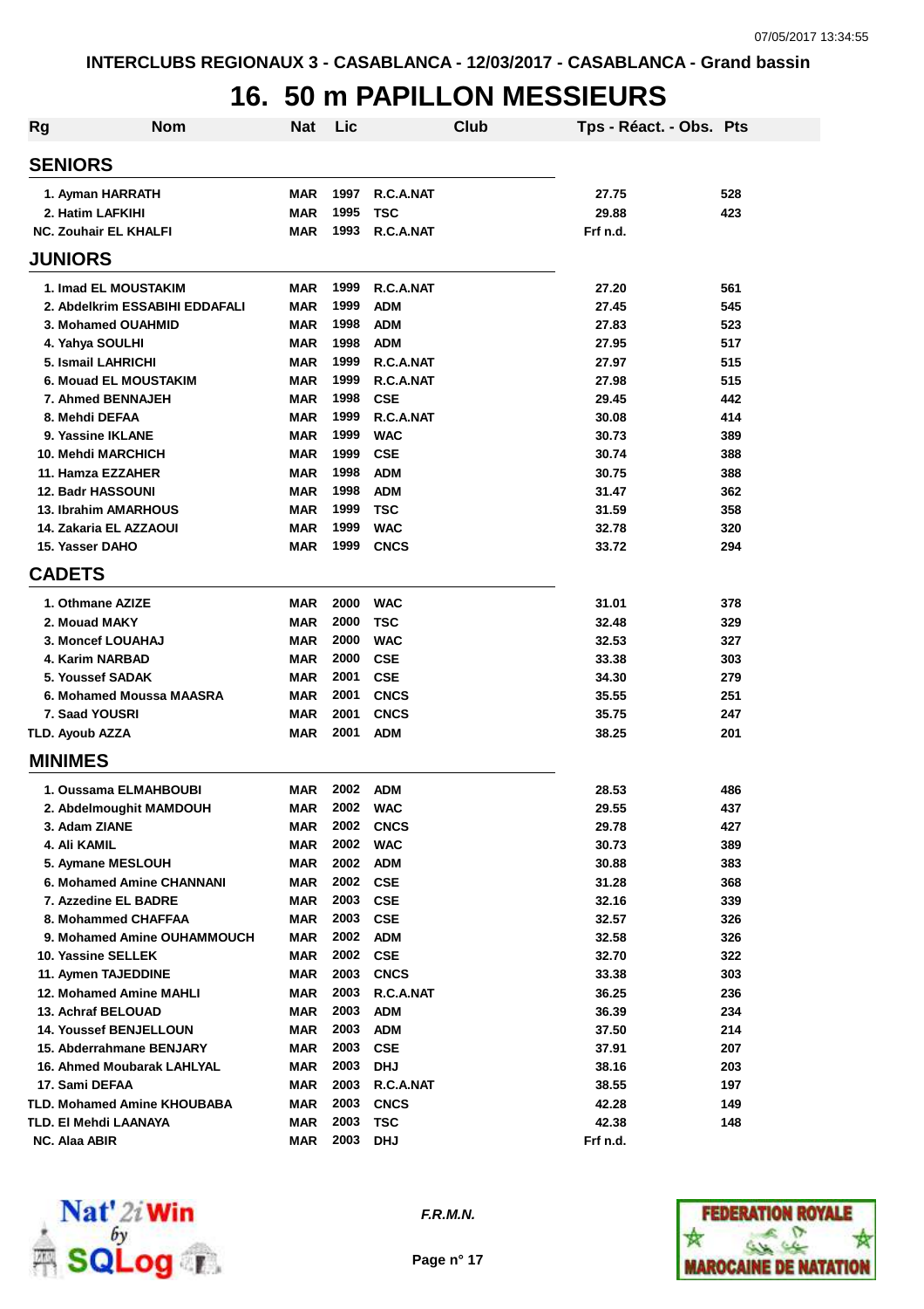INTERCLUBS REGIONAUX 3 - CASABLANCA - 12/03/2017 - CASABLANCA - Grand bassin

# 16. 50 m PAPILLON MESSIEURS

| Rg | Nom | Nat | Lic | Club | Tps - Réact. - Obs. | Pts |
|---|---|---|---|---|---|---|
| **SENIORS** | | | | | | |
| 1. | Ayman HARRATH | MAR | 1997 | R.C.A.NAT | 27.75 | 528 |
| 2. | Hatim LAFKIHI | MAR | 1995 | TSC | 29.88 | 423 |
| NC. | Zouhair EL KHALFI | MAR | 1993 | R.C.A.NAT | Frf n.d. | |
| **JUNIORS** | | | | | | |
| 1. | Imad EL MOUSTAKIM | MAR | 1999 | R.C.A.NAT | 27.20 | 561 |
| 2. | Abdelkrim ESSABIHI EDDAFALI | MAR | 1999 | ADM | 27.45 | 545 |
| 3. | Mohamed OUAHMID | MAR | 1998 | ADM | 27.83 | 523 |
| 4. | Yahya SOULHI | MAR | 1998 | ADM | 27.95 | 517 |
| 5. | Ismail LAHRICHI | MAR | 1999 | R.C.A.NAT | 27.97 | 515 |
| 6. | Mouad EL MOUSTAKIM | MAR | 1999 | R.C.A.NAT | 27.98 | 515 |
| 7. | Ahmed BENNAJEH | MAR | 1998 | CSE | 29.45 | 442 |
| 8. | Mehdi DEFAA | MAR | 1999 | R.C.A.NAT | 30.08 | 414 |
| 9. | Yassine IKLANE | MAR | 1999 | WAC | 30.73 | 389 |
| 10. | Mehdi MARCHICH | MAR | 1999 | CSE | 30.74 | 388 |
| 11. | Hamza EZZAHER | MAR | 1998 | ADM | 30.75 | 388 |
| 12. | Badr HASSOUNI | MAR | 1998 | ADM | 31.47 | 362 |
| 13. | Ibrahim AMARHOUS | MAR | 1999 | TSC | 31.59 | 358 |
| 14. | Zakaria EL AZZAOUI | MAR | 1999 | WAC | 32.78 | 320 |
| 15. | Yasser DAHO | MAR | 1999 | CNCS | 33.72 | 294 |
| **CADETS** | | | | | | |
| 1. | Othmane AZIZE | MAR | 2000 | WAC | 31.01 | 378 |
| 2. | Mouad MAKY | MAR | 2000 | TSC | 32.48 | 329 |
| 3. | Moncef LOUAHAJ | MAR | 2000 | WAC | 32.53 | 327 |
| 4. | Karim NARBAD | MAR | 2000 | CSE | 33.38 | 303 |
| 5. | Youssef SADAK | MAR | 2001 | CSE | 34.30 | 279 |
| 6. | Mohamed Moussa MAASRA | MAR | 2001 | CNCS | 35.55 | 251 |
| 7. | Saad YOUSRI | MAR | 2001 | CNCS | 35.75 | 247 |
| TLD. | Ayoub AZZA | MAR | 2001 | ADM | 38.25 | 201 |
| **MINIMES** | | | | | | |
| 1. | Oussama ELMAHBOUBI | MAR | 2002 | ADM | 28.53 | 486 |
| 2. | Abdelmoughit MAMDOUH | MAR | 2002 | WAC | 29.55 | 437 |
| 3. | Adam ZIANE | MAR | 2002 | CNCS | 29.78 | 427 |
| 4. | Ali KAMIL | MAR | 2002 | WAC | 30.73 | 389 |
| 5. | Aymane MESLOUH | MAR | 2002 | ADM | 30.88 | 383 |
| 6. | Mohamed Amine CHANNANI | MAR | 2002 | CSE | 31.28 | 368 |
| 7. | Azzedine EL BADRE | MAR | 2003 | CSE | 32.16 | 339 |
| 8. | Mohammed CHAFFAA | MAR | 2003 | CSE | 32.57 | 326 |
| 9. | Mohamed Amine OUHAMMOUCH | MAR | 2002 | ADM | 32.58 | 326 |
| 10. | Yassine SELLEK | MAR | 2002 | CSE | 32.70 | 322 |
| 11. | Aymen TAJEDDINE | MAR | 2003 | CNCS | 33.38 | 303 |
| 12. | Mohamed Amine MAHLI | MAR | 2003 | R.C.A.NAT | 36.25 | 236 |
| 13. | Achraf BELOUAD | MAR | 2003 | ADM | 36.39 | 234 |
| 14. | Youssef BENJELLOUN | MAR | 2003 | ADM | 37.50 | 214 |
| 15. | Abderrahmane BENJARY | MAR | 2003 | CSE | 37.91 | 207 |
| 16. | Ahmed Moubarak LAHLYAL | MAR | 2003 | DHJ | 38.16 | 203 |
| 17. | Sami DEFAA | MAR | 2003 | R.C.A.NAT | 38.55 | 197 |
| TLD. | Mohamed Amine KHOUBABA | MAR | 2003 | CNCS | 42.28 | 149 |
| TLD. | El Mehdi LAANAYA | MAR | 2003 | TSC | 42.38 | 148 |
| NC. | Alaa ABIR | MAR | 2003 | DHJ | Frf n.d. | |

F.R.M.N.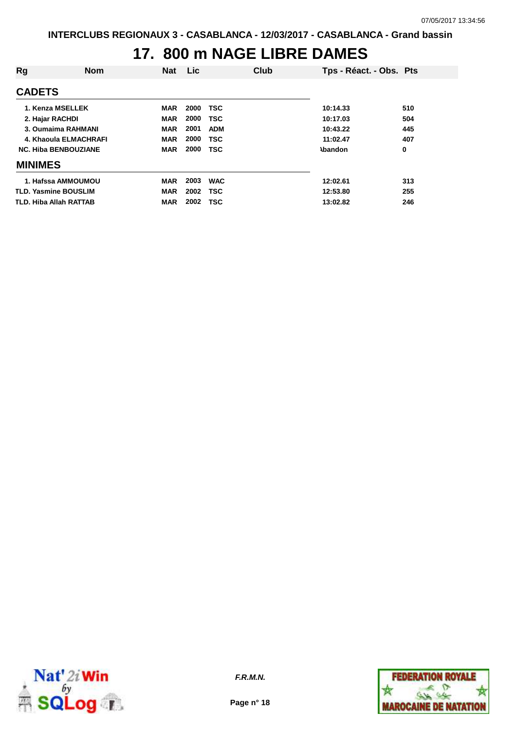# 17. 800 m NAGE LIBRE DAMES

INTERCLUBS REGIONAUX 3 - CASABLANCA - 12/03/2017 - CASABLANCA - Grand bassin

| Rg | Nom | Nat | Lic | Club | Tps - Réact. - Obs. | Pts |
|---|---|---|---|---|---|---|
| **CADETS** | | | | | | |
| 1. | Kenza MSELLEK | MAR | 2000 | TSC | 10:14.33 | 510 |
| 2. | Hajar RACHDI | MAR | 2000 | TSC | 10:17.03 | 504 |
| 3. | Oumaima RAHMANI | MAR | 2001 | ADM | 10:43.22 | 445 |
| 4. | Khaoula ELMACHRAFI | MAR | 2000 | TSC | 11:02.47 | 407 |
| NC. | Hiba BENBOUZIANE | MAR | 2000 | TSC | Abandon | 0 |
| **MINIMES** | | | | | | |
| 1. | Hafssa AMMOUMOU | MAR | 2003 | WAC | 12:02.61 | 313 |
| TLD. | Yasmine BOUSLIM | MAR | 2002 | TSC | 12:53.80 | 255 |
| TLD. | Hiba Allah RATTAB | MAR | 2002 | TSC | 13:02.82 | 246 |

*F.R.M.N.*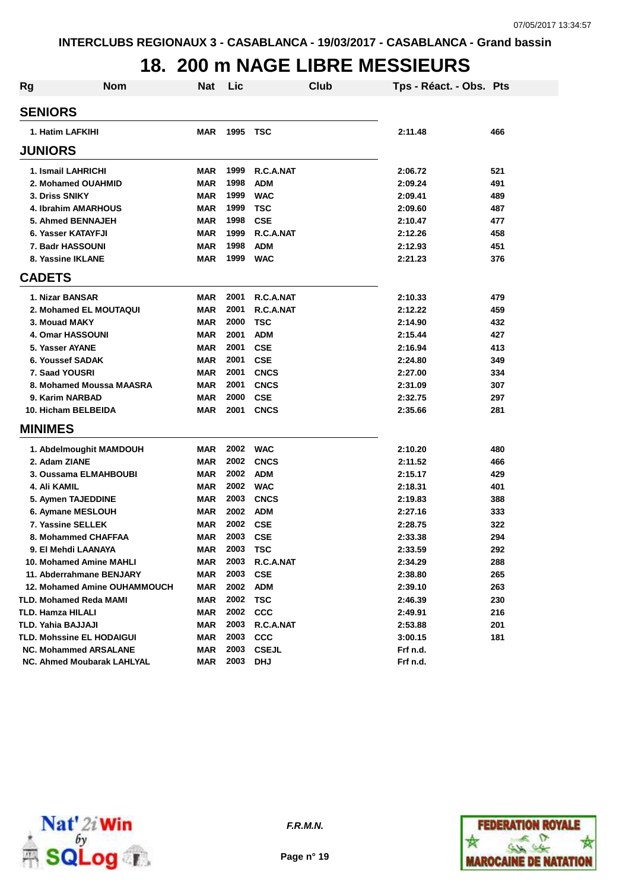INTERCLUBS REGIONAUX 3 - CASABLANCA - 19/03/2017 - CASABLANCA - Grand bassin

# 18. 200 m NAGE LIBRE MESSIEURS

| Rg | Nom | Nat | Lic | Club | Tps - Réact. - Obs. | Pts |
|---|---|---|---|---|---|---|
| **SENIORS** | | | | | | |
| 1. | Hatim LAFKIHI | MAR | 1995 | TSC | 2:11.48 | 466 |
| **JUNIORS** | | | | | | |
| 1. | Ismail LAHRICHI | MAR | 1999 | R.C.A.NAT | 2:06.72 | 521 |
| 2. | Mohamed OUAHMID | MAR | 1998 | ADM | 2:09.24 | 491 |
| 3. | Driss SNIKY | MAR | 1999 | WAC | 2:09.41 | 489 |
| 4. | Ibrahim AMARHOUS | MAR | 1999 | TSC | 2:09.60 | 487 |
| 5. | Ahmed BENNAJEH | MAR | 1998 | CSE | 2:10.47 | 477 |
| 6. | Yasser KATAYFJI | MAR | 1999 | R.C.A.NAT | 2:12.26 | 458 |
| 7. | Badr HASSOUNI | MAR | 1998 | ADM | 2:12.93 | 451 |
| 8. | Yassine IKLANE | MAR | 1999 | WAC | 2:21.23 | 376 |
| **CADETS** | | | | | | |
| 1. | Nizar BANSAR | MAR | 2001 | R.C.A.NAT | 2:10.33 | 479 |
| 2. | Mohamed EL MOUTAQUI | MAR | 2001 | R.C.A.NAT | 2:12.22 | 459 |
| 3. | Mouad MAKY | MAR | 2000 | TSC | 2:14.90 | 432 |
| 4. | Omar HASSOUNI | MAR | 2001 | ADM | 2:15.44 | 427 |
| 5. | Yasser AYANE | MAR | 2001 | CSE | 2:16.94 | 413 |
| 6. | Youssef SADAK | MAR | 2001 | CSE | 2:24.80 | 349 |
| 7. | Saad YOUSRI | MAR | 2001 | CNCS | 2:27.00 | 334 |
| 8. | Mohamed Moussa MAASRA | MAR | 2001 | CNCS | 2:31.09 | 307 |
| 9. | Karim NARBAD | MAR | 2000 | CSE | 2:32.75 | 297 |
| 10. | Hicham BELBEIDA | MAR | 2001 | CNCS | 2:35.66 | 281 |
| **MINIMES** | | | | | | |
| 1. | Abdelmoughit MAMDOUH | MAR | 2002 | WAC | 2:10.20 | 480 |
| 2. | Adam ZIANE | MAR | 2002 | CNCS | 2:11.52 | 466 |
| 3. | Oussama ELMAHBOUBI | MAR | 2002 | ADM | 2:15.17 | 429 |
| 4. | Ali KAMIL | MAR | 2002 | WAC | 2:18.31 | 401 |
| 5. | Aymen TAJEDDINE | MAR | 2003 | CNCS | 2:19.83 | 388 |
| 6. | Aymane MESLOUH | MAR | 2002 | ADM | 2:27.16 | 333 |
| 7. | Yassine SELLEK | MAR | 2002 | CSE | 2:28.75 | 322 |
| 8. | Mohammed CHAFFAA | MAR | 2003 | CSE | 2:33.38 | 294 |
| 9. | El Mehdi LAANAYA | MAR | 2003 | TSC | 2:33.59 | 292 |
| 10. | Mohamed Amine MAHLI | MAR | 2003 | R.C.A.NAT | 2:34.29 | 288 |
| 11. | Abderrahmane BENJARY | MAR | 2003 | CSE | 2:38.80 | 265 |
| 12. | Mohamed Amine OUHAMMOUCH | MAR | 2002 | ADM | 2:39.10 | 263 |
| TLD. | Mohamed Reda MAMI | MAR | 2002 | TSC | 2:46.39 | 230 |
| TLD. | Hamza HILALI | MAR | 2002 | CCC | 2:49.91 | 216 |
| TLD. | Yahia BAJJAJI | MAR | 2003 | R.C.A.NAT | 2:53.88 | 201 |
| TLD. | Mohssine EL HODAIGUI | MAR | 2003 | CCC | 3:00.15 | 181 |
| NC. | Mohammed ARSALANE | MAR | 2003 | CSEJL | Frf n.d. | |
| NC. | Ahmed Moubarak LAHLYAL | MAR | 2003 | DHJ | Frf n.d. | |

*F.R.M.N.*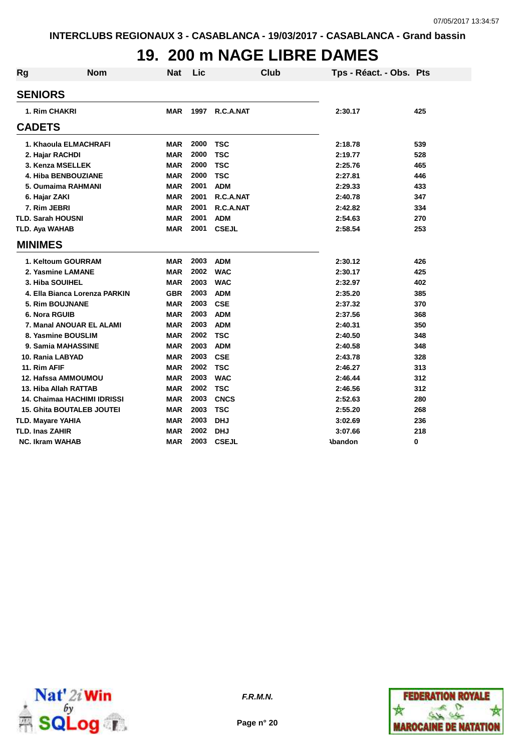# 19. 200 m NAGE LIBRE DAMES

| Rg | Nom | Nat | Lic | Club | Tps - Réact. - Obs. | Pts |
|---|---|---|---|---|---|---|
| **SENIORS** | | | | | | |
| 1. | Rim CHAKRI | MAR | 1997 | R.C.A.NAT | 2:30.17 | 425 |
| **CADETS** | | | | | | |
| 1. | Khaoula ELMACHRAFI | MAR | 2000 | TSC | 2:18.78 | 539 |
| 2. | Hajar RACHDI | MAR | 2000 | TSC | 2:19.77 | 528 |
| 3. | Kenza MSELLEK | MAR | 2000 | TSC | 2:25.76 | 465 |
| 4. | Hiba BENBOUZIANE | MAR | 2000 | TSC | 2:27.81 | 446 |
| 5. | Oumaima RAHMANI | MAR | 2001 | ADM | 2:29.33 | 433 |
| 6. | Hajar ZAKI | MAR | 2001 | R.C.A.NAT | 2:40.78 | 347 |
| 7. | Rim JEBRI | MAR | 2001 | R.C.A.NAT | 2:42.82 | 334 |
| TLD. | Sarah HOUSNI | MAR | 2001 | ADM | 2:54.63 | 270 |
| TLD. | Aya WAHAB | MAR | 2001 | CSEJL | 2:58.54 | 253 |
| **MINIMES** | | | | | | |
| 1. | Keltoum GOURRAM | MAR | 2003 | ADM | 2:30.12 | 426 |
| 2. | Yasmine LAMANE | MAR | 2002 | WAC | 2:30.17 | 425 |
| 3. | Hiba SOUIHEL | MAR | 2003 | WAC | 2:32.97 | 402 |
| 4. | Ella Bianca Lorenza PARKIN | GBR | 2003 | ADM | 2:35.20 | 385 |
| 5. | Rim BOUJNANE | MAR | 2003 | CSE | 2:37.32 | 370 |
| 6. | Nora RGUIB | MAR | 2003 | ADM | 2:37.56 | 368 |
| 7. | Manal ANOUAR EL ALAMI | MAR | 2003 | ADM | 2:40.31 | 350 |
| 8. | Yasmine BOUSLIM | MAR | 2002 | TSC | 2:40.50 | 348 |
| 9. | Samia MAHASSINE | MAR | 2003 | ADM | 2:40.58 | 348 |
| 10. | Rania LABYAD | MAR | 2003 | CSE | 2:43.78 | 328 |
| 11. | Rim AFIF | MAR | 2002 | TSC | 2:46.27 | 313 |
| 12. | Hafssa AMMOUMOU | MAR | 2003 | WAC | 2:46.44 | 312 |
| 13. | Hiba Allah RATTAB | MAR | 2002 | TSC | 2:46.56 | 312 |
| 14. | Chaimaa HACHIMI IDRISSI | MAR | 2003 | CNCS | 2:52.63 | 280 |
| 15. | Ghita BOUTALEB JOUTEI | MAR | 2003 | TSC | 2:55.20 | 268 |
| TLD. | Mayare YAHIA | MAR | 2003 | DHJ | 3:02.69 | 236 |
| TLD. | Inas ZAHIR | MAR | 2002 | DHJ | 3:07.66 | 218 |
| NC. | Ikram WAHAB | MAR | 2003 | CSEJL | Abandon | 0 |

*F.R.M.N.*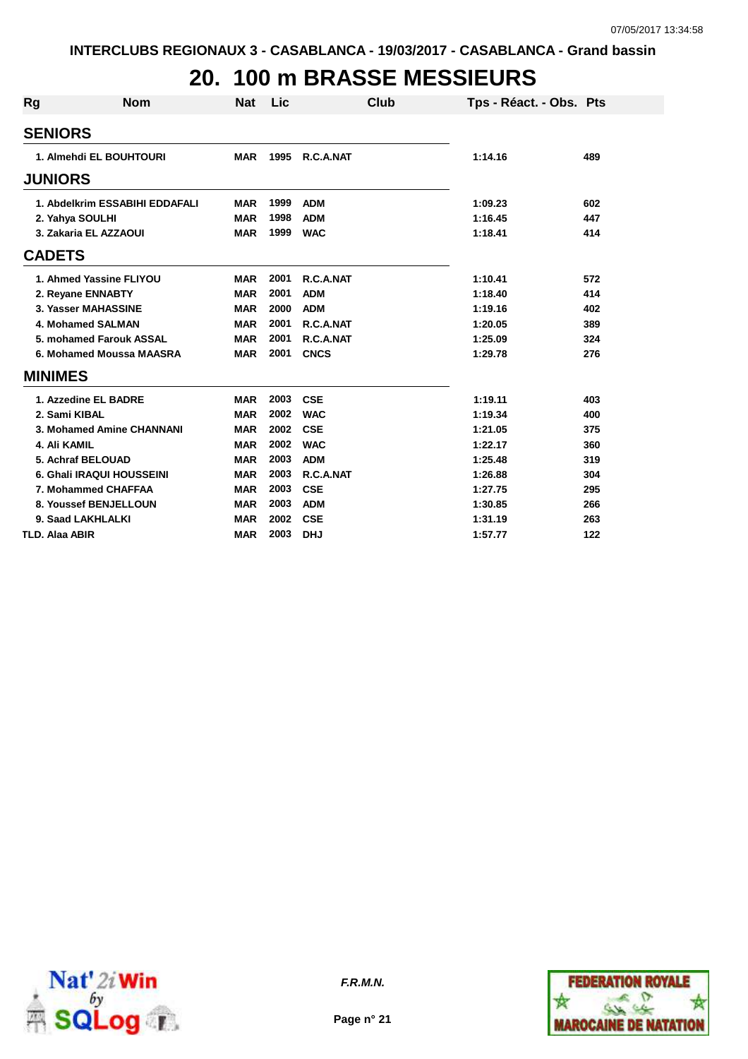INTERCLUBS REGIONAUX 3 - CASABLANCA - 19/03/2017 - CASABLANCA - Grand bassin

# 20. 100 m BRASSE MESSIEURS

| Rg | Nom | Nat | Lic | Club | Tps - Réact. - Obs. | Pts |
|---|---|---|---|---|---|---|
| **SENIORS** | | | | | | |
| 1. | Almehdi EL BOUHTOURI | MAR | 1995 | R.C.A.NAT | 1:14.16 | 489 |
| **JUNIORS** | | | | | | |
| 1. | Abdelkrim ESSABIHI EDDAFALI | MAR | 1999 | ADM | 1:09.23 | 602 |
| 2. | Yahya SOULHI | MAR | 1998 | ADM | 1:16.45 | 447 |
| 3. | Zakaria EL AZZAOUI | MAR | 1999 | WAC | 1:18.41 | 414 |
| **CADETS** | | | | | | |
| 1. | Ahmed Yassine FLIYOU | MAR | 2001 | R.C.A.NAT | 1:10.41 | 572 |
| 2. | Reyane ENNABTY | MAR | 2001 | ADM | 1:18.40 | 414 |
| 3. | Yasser MAHASSINE | MAR | 2000 | ADM | 1:19.16 | 402 |
| 4. | Mohamed SALMAN | MAR | 2001 | R.C.A.NAT | 1:20.05 | 389 |
| 5. | mohamed Farouk ASSAL | MAR | 2001 | R.C.A.NAT | 1:25.09 | 324 |
| 6. | Mohamed Moussa MAASRA | MAR | 2001 | CNCS | 1:29.78 | 276 |
| **MINIMES** | | | | | | |
| 1. | Azzedine EL BADRE | MAR | 2003 | CSE | 1:19.11 | 403 |
| 2. | Sami KIBAL | MAR | 2002 | WAC | 1:19.34 | 400 |
| 3. | Mohamed Amine CHANNANI | MAR | 2002 | CSE | 1:21.05 | 375 |
| 4. | Ali KAMIL | MAR | 2002 | WAC | 1:22.17 | 360 |
| 5. | Achraf BELOUAD | MAR | 2003 | ADM | 1:25.48 | 319 |
| 6. | Ghali IRAQUI HOUSSEINI | MAR | 2003 | R.C.A.NAT | 1:26.88 | 304 |
| 7. | Mohammed CHAFFAA | MAR | 2003 | CSE | 1:27.75 | 295 |
| 8. | Youssef BENJELLOUN | MAR | 2003 | ADM | 1:30.85 | 266 |
| 9. | Saad LAKHLALKI | MAR | 2002 | CSE | 1:31.19 | 263 |
| TLD. | Alaa ABIR | MAR | 2003 | DHJ | 1:57.77 | 122 |

*F.R.M.N.*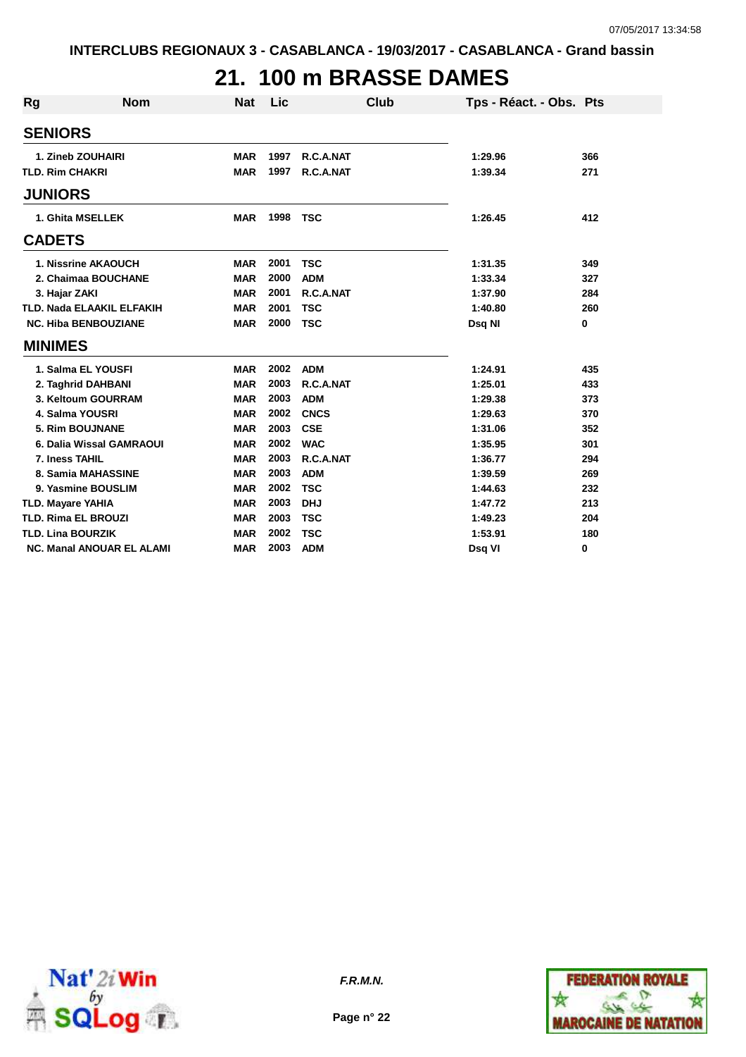INTERCLUBS REGIONAUX 3 - CASABLANCA - 19/03/2017 - CASABLANCA - Grand bassin

# 21. 100 m BRASSE DAMES

| Rg | Nom | Nat | Lic | Club | Tps - Réact. - Obs. | Pts |
|---|---|---|---|---|---|---|
| **SENIORS** | | | | | | |
| 1. | Zineb ZOUHAIRI | MAR | 1997 | R.C.A.NAT | 1:29.96 | 366 |
| TLD. | Rim CHAKRI | MAR | 1997 | R.C.A.NAT | 1:39.34 | 271 |
| **JUNIORS** | | | | | | |
| 1. | Ghita MSELLEK | MAR | 1998 | TSC | 1:26.45 | 412 |
| **CADETS** | | | | | | |
| 1. | Nissrine AKAOUCH | MAR | 2001 | TSC | 1:31.35 | 349 |
| 2. | Chaimaa BOUCHANE | MAR | 2000 | ADM | 1:33.34 | 327 |
| 3. | Hajar ZAKI | MAR | 2001 | R.C.A.NAT | 1:37.90 | 284 |
| TLD. | Nada ELAAKIL ELFAKIH | MAR | 2001 | TSC | 1:40.80 | 260 |
| NC. | Hiba BENBOUZIANE | MAR | 2000 | TSC | Dsq NI | 0 |
| **MINIMES** | | | | | | |
| 1. | Salma EL YOUSFI | MAR | 2002 | ADM | 1:24.91 | 435 |
| 2. | Taghrid DAHBANI | MAR | 2003 | R.C.A.NAT | 1:25.01 | 433 |
| 3. | Keltoum GOURRAM | MAR | 2003 | ADM | 1:29.38 | 373 |
| 4. | Salma YOUSRI | MAR | 2002 | CNCS | 1:29.63 | 370 |
| 5. | Rim BOUJNANE | MAR | 2003 | CSE | 1:31.06 | 352 |
| 6. | Dalia Wissal GAMRAOUI | MAR | 2002 | WAC | 1:35.95 | 301 |
| 7. | Iness TAHIL | MAR | 2003 | R.C.A.NAT | 1:36.77 | 294 |
| 8. | Samia MAHASSINE | MAR | 2003 | ADM | 1:39.59 | 269 |
| 9. | Yasmine BOUSLIM | MAR | 2002 | TSC | 1:44.63 | 232 |
| TLD. | Mayare YAHIA | MAR | 2003 | DHJ | 1:47.72 | 213 |
| TLD. | Rima EL BROUZI | MAR | 2003 | TSC | 1:49.23 | 204 |
| TLD. | Lina BOURZIK | MAR | 2002 | TSC | 1:53.91 | 180 |
| NC. | Manal ANOUAR EL ALAMI | MAR | 2003 | ADM | Dsq VI | 0 |

*F.R.M.N.*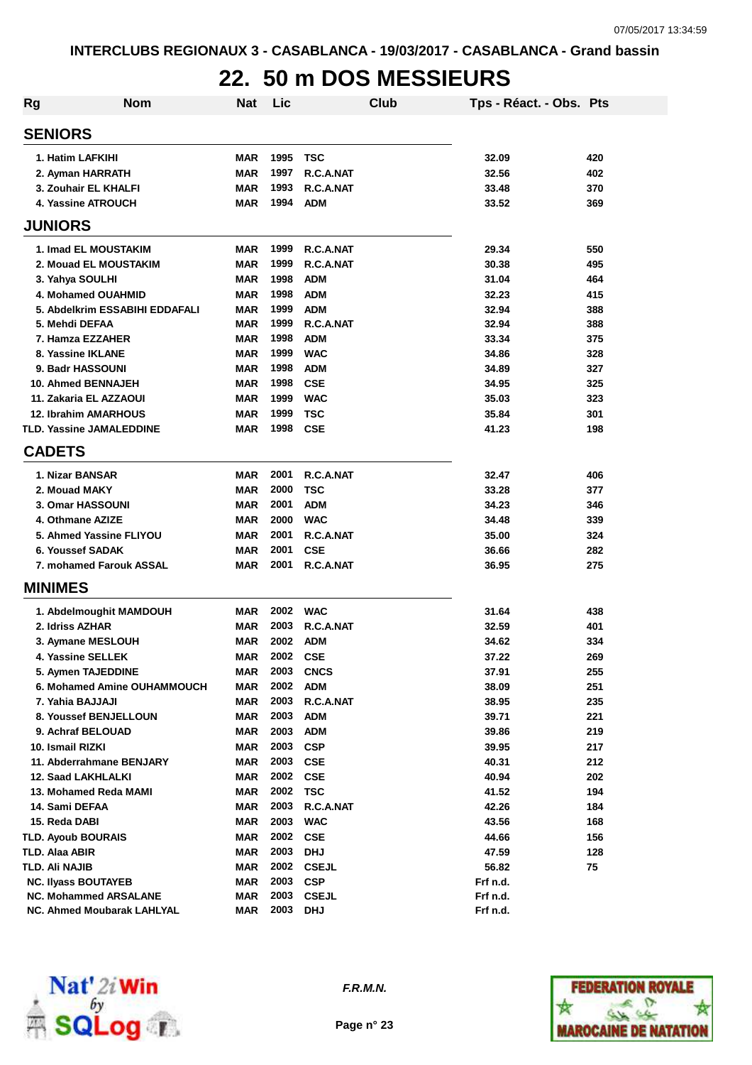INTERCLUBS REGIONAUX 3 - CASABLANCA - 19/03/2017 - CASABLANCA - Grand bassin

# 22. 50 m DOS MESSIEURS

| Rg | Nom | Nat | Lic | Club | Tps - Réact. - Obs. | Pts |
|---|---|---|---|---|---|---|
| **SENIORS** | | | | | | |
| 1. | Hatim LAFKIHI | MAR | 1995 | TSC | 32.09 | 420 |
| 2. | Ayman HARRATH | MAR | 1997 | R.C.A.NAT | 32.56 | 402 |
| 3. | Zouhair EL KHALFI | MAR | 1993 | R.C.A.NAT | 33.48 | 370 |
| 4. | Yassine ATROUCH | MAR | 1994 | ADM | 33.52 | 369 |
| **JUNIORS** | | | | | | |
| 1. | Imad EL MOUSTAKIM | MAR | 1999 | R.C.A.NAT | 29.34 | 550 |
| 2. | Mouad EL MOUSTAKIM | MAR | 1999 | R.C.A.NAT | 30.38 | 495 |
| 3. | Yahya SOULHI | MAR | 1998 | ADM | 31.04 | 464 |
| 4. | Mohamed OUAHMID | MAR | 1998 | ADM | 32.23 | 415 |
| 5. | Abdelkrim ESSABIHI EDDAFALI | MAR | 1999 | ADM | 32.94 | 388 |
| 5. | Mehdi DEFAA | MAR | 1999 | R.C.A.NAT | 32.94 | 388 |
| 7. | Hamza EZZAHER | MAR | 1998 | ADM | 33.34 | 375 |
| 8. | Yassine IKLANE | MAR | 1999 | WAC | 34.86 | 328 |
| 9. | Badr HASSOUNI | MAR | 1998 | ADM | 34.89 | 327 |
| 10. | Ahmed BENNAJEH | MAR | 1998 | CSE | 34.95 | 325 |
| 11. | Zakaria EL AZZAOUI | MAR | 1999 | WAC | 35.03 | 323 |
| 12. | Ibrahim AMARHOUS | MAR | 1999 | TSC | 35.84 | 301 |
| TLD. | Yassine JAMALEDDINE | MAR | 1998 | CSE | 41.23 | 198 |
| **CADETS** | | | | | | |
| 1. | Nizar BANSAR | MAR | 2001 | R.C.A.NAT | 32.47 | 406 |
| 2. | Mouad MAKY | MAR | 2000 | TSC | 33.28 | 377 |
| 3. | Omar HASSOUNI | MAR | 2001 | ADM | 34.23 | 346 |
| 4. | Othmane AZIZE | MAR | 2000 | WAC | 34.48 | 339 |
| 5. | Ahmed Yassine FLIYOU | MAR | 2001 | R.C.A.NAT | 35.00 | 324 |
| 6. | Youssef SADAK | MAR | 2001 | CSE | 36.66 | 282 |
| 7. | mohamed Farouk ASSAL | MAR | 2001 | R.C.A.NAT | 36.95 | 275 |
| **MINIMES** | | | | | | |
| 1. | Abdelmoughit MAMDOUH | MAR | 2002 | WAC | 31.64 | 438 |
| 2. | Idriss AZHAR | MAR | 2003 | R.C.A.NAT | 32.59 | 401 |
| 3. | Aymane MESLOUH | MAR | 2002 | ADM | 34.62 | 334 |
| 4. | Yassine SELLEK | MAR | 2002 | CSE | 37.22 | 269 |
| 5. | Aymen TAJEDDINE | MAR | 2003 | CNCS | 37.91 | 255 |
| 6. | Mohamed Amine OUHAMMOUCH | MAR | 2002 | ADM | 38.09 | 251 |
| 7. | Yahia BAJJAJI | MAR | 2003 | R.C.A.NAT | 38.95 | 235 |
| 8. | Youssef BENJELLOUN | MAR | 2003 | ADM | 39.71 | 221 |
| 9. | Achraf BELOUAD | MAR | 2003 | ADM | 39.86 | 219 |
| 10. | Ismail RIZKI | MAR | 2003 | CSP | 39.95 | 217 |
| 11. | Abderrahmane BENJARY | MAR | 2003 | CSE | 40.31 | 212 |
| 12. | Saad LAKHLALKI | MAR | 2002 | CSE | 40.94 | 202 |
| 13. | Mohamed Reda MAMI | MAR | 2002 | TSC | 41.52 | 194 |
| 14. | Sami DEFAA | MAR | 2003 | R.C.A.NAT | 42.26 | 184 |
| 15. | Reda DABI | MAR | 2003 | WAC | 43.56 | 168 |
| TLD. | Ayoub BOURAIS | MAR | 2002 | CSE | 44.66 | 156 |
| TLD. | Alaa ABIR | MAR | 2003 | DHJ | 47.59 | 128 |
| TLD. | Ali NAJIB | MAR | 2002 | CSEJL | 56.82 | 75 |
| NC. | Ilyass BOUTAYEB | MAR | 2003 | CSP | Frf n.d. | |
| NC. | Mohammed ARSALANE | MAR | 2003 | CSEJL | Frf n.d. | |
| NC. | Ahmed Moubarak LAHLYAL | MAR | 2003 | DHJ | Frf n.d. | |

*F.R.M.N.*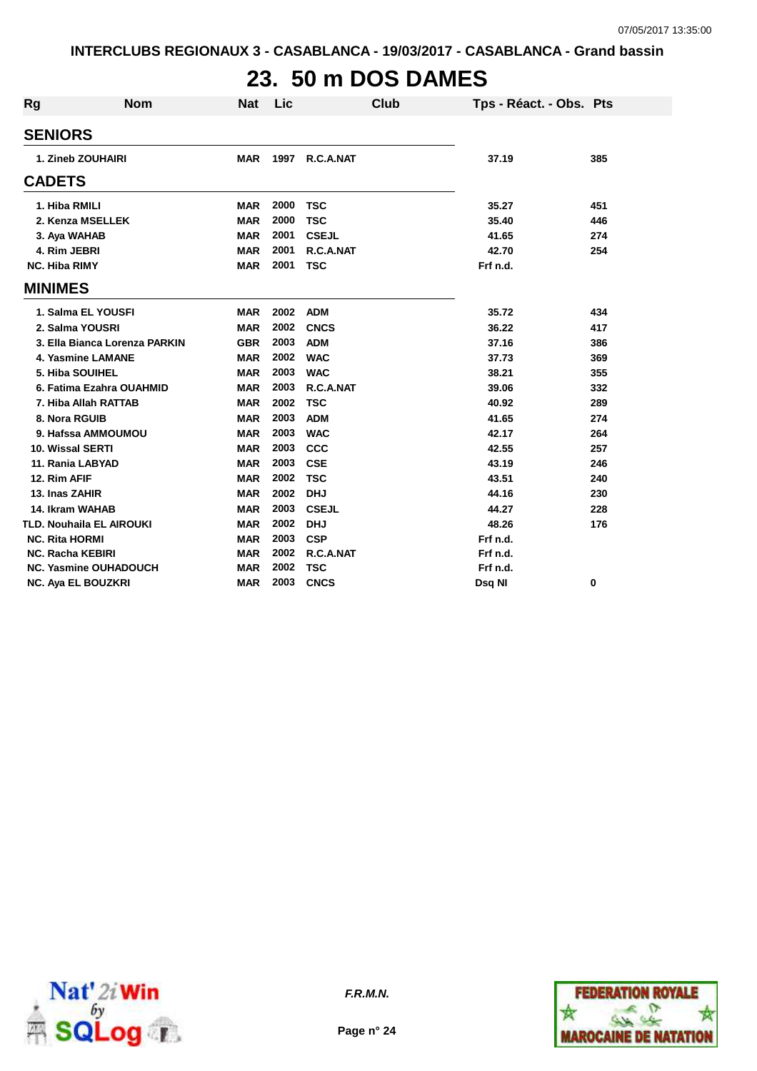INTERCLUBS REGIONAUX 3 - CASABLANCA - 19/03/2017 - CASABLANCA - Grand bassin

# 23. 50 m DOS DAMES

| Rg | Nom | Nat | Lic | Club | Tps - Réact. - Obs. | Pts |
|---|---|---|---|---|---|---|
| **SENIORS** | | | | | | |
| 1. | Zineb ZOUHAIRI | MAR | 1997 | R.C.A.NAT | 37.19 | 385 |
| **CADETS** | | | | | | |
| 1. | Hiba RMILI | MAR | 2000 | TSC | 35.27 | 451 |
| 2. | Kenza MSELLEK | MAR | 2000 | TSC | 35.40 | 446 |
| 3. | Aya WAHAB | MAR | 2001 | CSEJL | 41.65 | 274 |
| 4. | Rim JEBRI | MAR | 2001 | R.C.A.NAT | 42.70 | 254 |
| NC. | Hiba RIMY | MAR | 2001 | TSC | Frf n.d. | |
| **MINIMES** | | | | | | |
| 1. | Salma EL YOUSFI | MAR | 2002 | ADM | 35.72 | 434 |
| 2. | Salma YOUSRI | MAR | 2002 | CNCS | 36.22 | 417 |
| 3. | Ella Bianca Lorenza PARKIN | GBR | 2003 | ADM | 37.16 | 386 |
| 4. | Yasmine LAMANE | MAR | 2002 | WAC | 37.73 | 369 |
| 5. | Hiba SOUIHEL | MAR | 2003 | WAC | 38.21 | 355 |
| 6. | Fatima Ezahra OUAHMID | MAR | 2003 | R.C.A.NAT | 39.06 | 332 |
| 7. | Hiba Allah RATTAB | MAR | 2002 | TSC | 40.92 | 289 |
| 8. | Nora RGUIB | MAR | 2003 | ADM | 41.65 | 274 |
| 9. | Hafssa AMMOUMOU | MAR | 2003 | WAC | 42.17 | 264 |
| 10. | Wissal SERTI | MAR | 2003 | CCC | 42.55 | 257 |
| 11. | Rania LABYAD | MAR | 2003 | CSE | 43.19 | 246 |
| 12. | Rim AFIF | MAR | 2002 | TSC | 43.51 | 240 |
| 13. | Inas ZAHIR | MAR | 2002 | DHJ | 44.16 | 230 |
| 14. | Ikram WAHAB | MAR | 2003 | CSEJL | 44.27 | 228 |
| TLD. | Nouhaila EL AIROUKI | MAR | 2002 | DHJ | 48.26 | 176 |
| NC. | Rita HORMI | MAR | 2003 | CSP | Frf n.d. | |
| NC. | Racha KEBIRI | MAR | 2002 | R.C.A.NAT | Frf n.d. | |
| NC. | Yasmine OUHADOUCH | MAR | 2002 | TSC | Frf n.d. | |
| NC. | Aya EL BOUZKRI | MAR | 2003 | CNCS | Dsq NI | 0 |

*F.R.M.N.*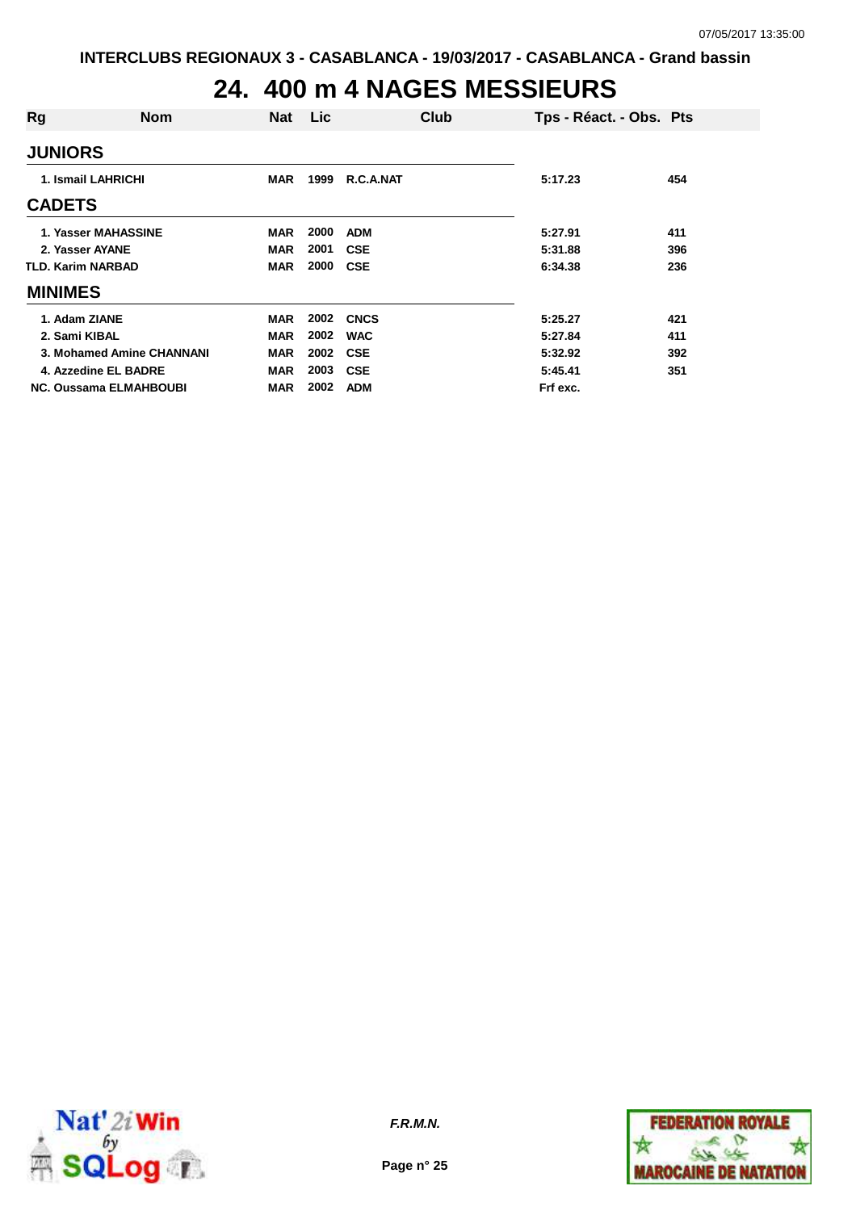INTERCLUBS REGIONAUX 3 - CASABLANCA - 19/03/2017 - CASABLANCA - Grand bassin

# 24. 400 m 4 NAGES MESSIEURS

| Rg | Nom | Nat | Lic | Club | Tps - Réact. - Obs. | Pts |
|---|---|---|---|---|---|---|
| **JUNIORS** | | | | | | |
| 1. | Ismail LAHRICHI | MAR | 1999 | R.C.A.NAT | 5:17.23 | 454 |
| **CADETS** | | | | | | |
| 1. | Yasser MAHASSINE | MAR | 2000 | ADM | 5:27.91 | 411 |
| 2. | Yasser AYANE | MAR | 2001 | CSE | 5:31.88 | 396 |
| TLD. | Karim NARBAD | MAR | 2000 | CSE | 6:34.38 | 236 |
| **MINIMES** | | | | | | |
| 1. | Adam ZIANE | MAR | 2002 | CNCS | 5:25.27 | 421 |
| 2. | Sami KIBAL | MAR | 2002 | WAC | 5:27.84 | 411 |
| 3. | Mohamed Amine CHANNANI | MAR | 2002 | CSE | 5:32.92 | 392 |
| 4. | Azzedine EL BADRE | MAR | 2003 | CSE | 5:45.41 | 351 |
| NC. | Oussama ELMAHBOUBI | MAR | 2002 | ADM | Frf exc. | |

*F.R.M.N.*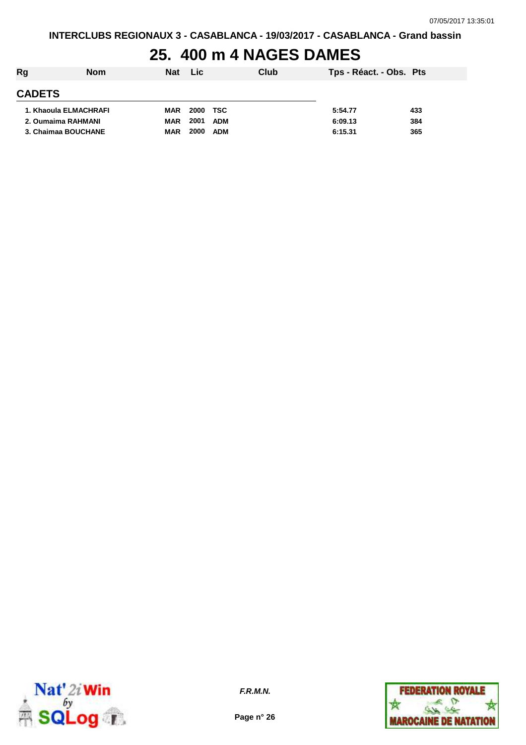# 25. 400 m 4 NAGES DAMES

| Rg | Nom | Nat | Lic | Club | Tps - Réact. - Obs. | Pts |
|---|---|---|---|---|---|---|
| **CADETS** | | | | | | |
| 1. | Khaoula ELMACHRAFI | MAR | 2000 | TSC | 5:54.77 | 433 |
| 2. | Oumaima RAHMANI | MAR | 2001 | ADM | 6:09.13 | 384 |
| 3. | Chaimaa BOUCHANE | MAR | 2000 | ADM | 6:15.31 | 365 |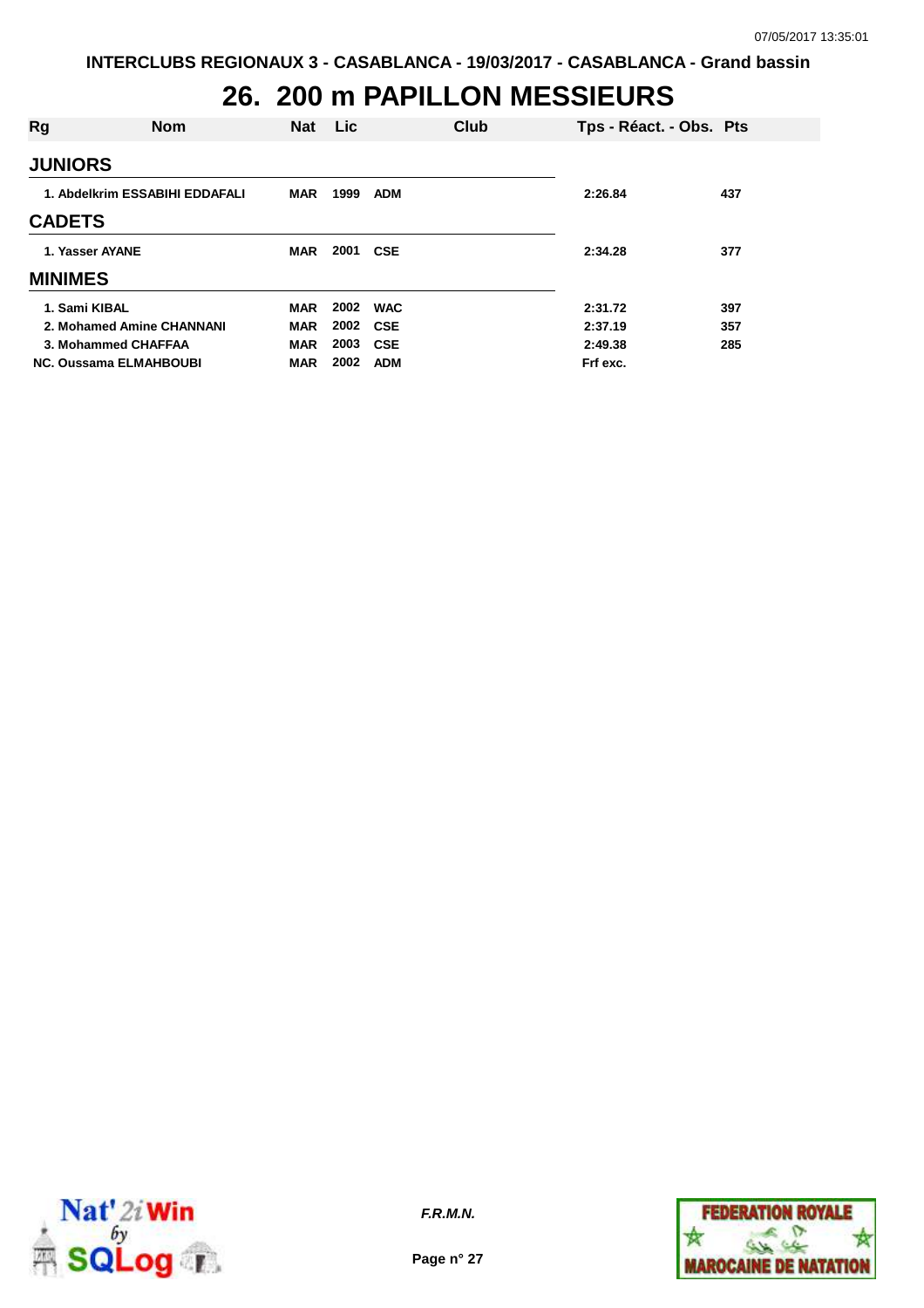INTERCLUBS REGIONAUX 3 - CASABLANCA - 19/03/2017 - CASABLANCA - Grand bassin

# 26. 200 m PAPILLON MESSIEURS

| Rg | Nom | Nat | Lic | Club | Tps - Réact. - Obs. | Pts |
|---|---|---|---|---|---|---|
| **JUNIORS** | | | | | | |
| 1. | Abdelkrim ESSABIHI EDDAFALI | MAR | 1999 | ADM | 2:26.84 | 437 |
| **CADETS** | | | | | | |
| 1. | Yasser AYANE | MAR | 2001 | CSE | 2:34.28 | 377 |
| **MINIMES** | | | | | | |
| 1. | Sami KIBAL | MAR | 2002 | WAC | 2:31.72 | 397 |
| 2. | Mohamed Amine CHANNANI | MAR | 2002 | CSE | 2:37.19 | 357 |
| 3. | Mohammed CHAFFAA | MAR | 2003 | CSE | 2:49.38 | 285 |
| NC. | Oussama ELMAHBOUBI | MAR | 2002 | ADM | Frf exc. | |

*F.R.M.N.*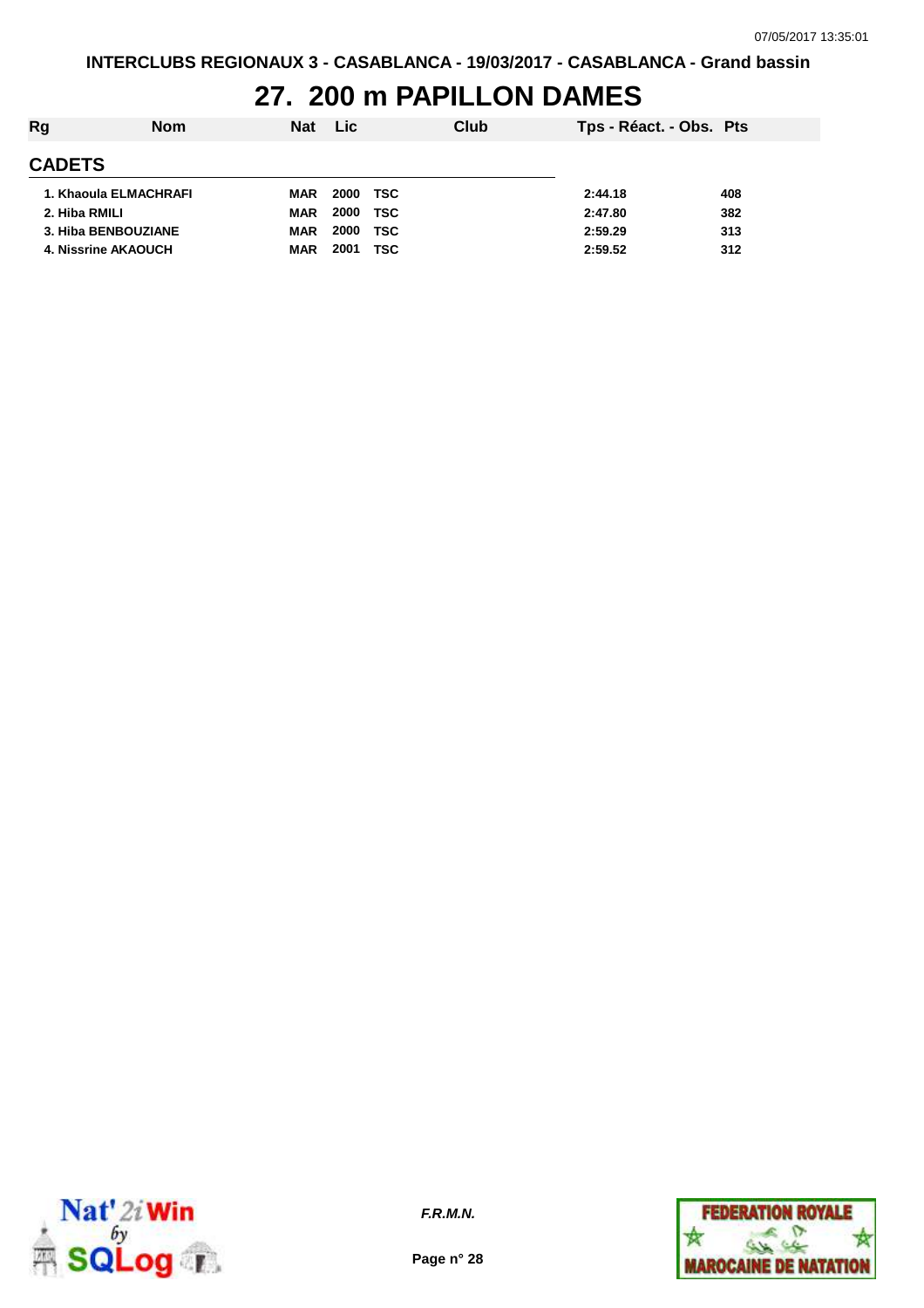INTERCLUBS REGIONAUX 3 - CASABLANCA - 19/03/2017 - CASABLANCA - Grand bassin

# 27. 200 m PAPILLON DAMES

| Rg | Nom | Nat | Lic | Club | Tps - Réact. - Obs. | Pts |
|---|---|---|---|---|---|---|
| **CADETS** | | | | | | |
| 1. | Khaoula ELMACHRAFI | MAR | 2000 | TSC | 2:44.18 | 408 |
| 2. | Hiba RMILI | MAR | 2000 | TSC | 2:47.80 | 382 |
| 3. | Hiba BENBOUZIANE | MAR | 2000 | TSC | 2:59.29 | 313 |
| 4. | Nissrine AKAOUCH | MAR | 2001 | TSC | 2:59.52 | 312 |

*F.R.M.N.*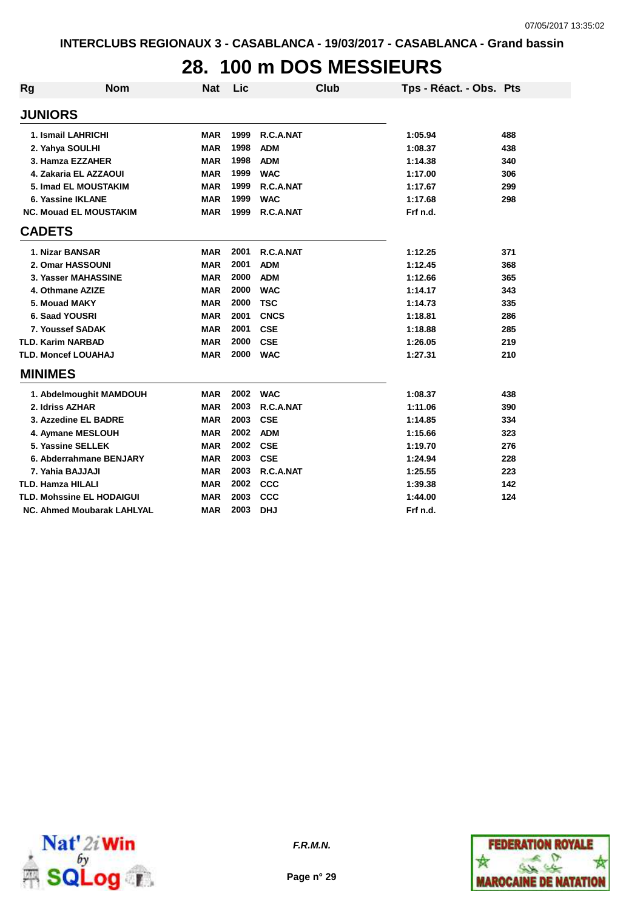# 28. 100 m DOS MESSIEURS

| Rg | Nom | Nat | Lic | Club | Tps - Réact. - Obs. | Pts |
|---|---|---|---|---|---|---|
| **JUNIORS** | | | | | | |
| 1. | Ismail LAHRICHI | MAR | 1999 | R.C.A.NAT | 1:05.94 | 488 |
| 2. | Yahya SOULHI | MAR | 1998 | ADM | 1:08.37 | 438 |
| 3. | Hamza EZZAHER | MAR | 1998 | ADM | 1:14.38 | 340 |
| 4. | Zakaria EL AZZAOUI | MAR | 1999 | WAC | 1:17.00 | 306 |
| 5. | Imad EL MOUSTAKIM | MAR | 1999 | R.C.A.NAT | 1:17.67 | 299 |
| 6. | Yassine IKLANE | MAR | 1999 | WAC | 1:17.68 | 298 |
| NC. | Mouad EL MOUSTAKIM | MAR | 1999 | R.C.A.NAT | Frf n.d. | |
| **CADETS** | | | | | | |
| 1. | Nizar BANSAR | MAR | 2001 | R.C.A.NAT | 1:12.25 | 371 |
| 2. | Omar HASSOUNI | MAR | 2001 | ADM | 1:12.45 | 368 |
| 3. | Yasser MAHASSINE | MAR | 2000 | ADM | 1:12.66 | 365 |
| 4. | Othmane AZIZE | MAR | 2000 | WAC | 1:14.17 | 343 |
| 5. | Mouad MAKY | MAR | 2000 | TSC | 1:14.73 | 335 |
| 6. | Saad YOUSRI | MAR | 2001 | CNCS | 1:18.81 | 286 |
| 7. | Youssef SADAK | MAR | 2001 | CSE | 1:18.88 | 285 |
| TLD. | Karim NARBAD | MAR | 2000 | CSE | 1:26.05 | 219 |
| TLD. | Moncef LOUAHAJ | MAR | 2000 | WAC | 1:27.31 | 210 |
| **MINIMES** | | | | | | |
| 1. | Abdelmoughit MAMDOUH | MAR | 2002 | WAC | 1:08.37 | 438 |
| 2. | Idriss AZHAR | MAR | 2003 | R.C.A.NAT | 1:11.06 | 390 |
| 3. | Azzedine EL BADRE | MAR | 2003 | CSE | 1:14.85 | 334 |
| 4. | Aymane MESLOUH | MAR | 2002 | ADM | 1:15.66 | 323 |
| 5. | Yassine SELLEK | MAR | 2002 | CSE | 1:19.70 | 276 |
| 6. | Abderrahmane BENJARY | MAR | 2003 | CSE | 1:24.94 | 228 |
| 7. | Yahia BAJJAJI | MAR | 2003 | R.C.A.NAT | 1:25.55 | 223 |
| TLD. | Hamza HILALI | MAR | 2002 | CCC | 1:39.38 | 142 |
| TLD. | Mohssine EL HODAIGUI | MAR | 2003 | CCC | 1:44.00 | 124 |
| NC. | Ahmed Moubarak LAHLYAL | MAR | 2003 | DHJ | Frf n.d. | |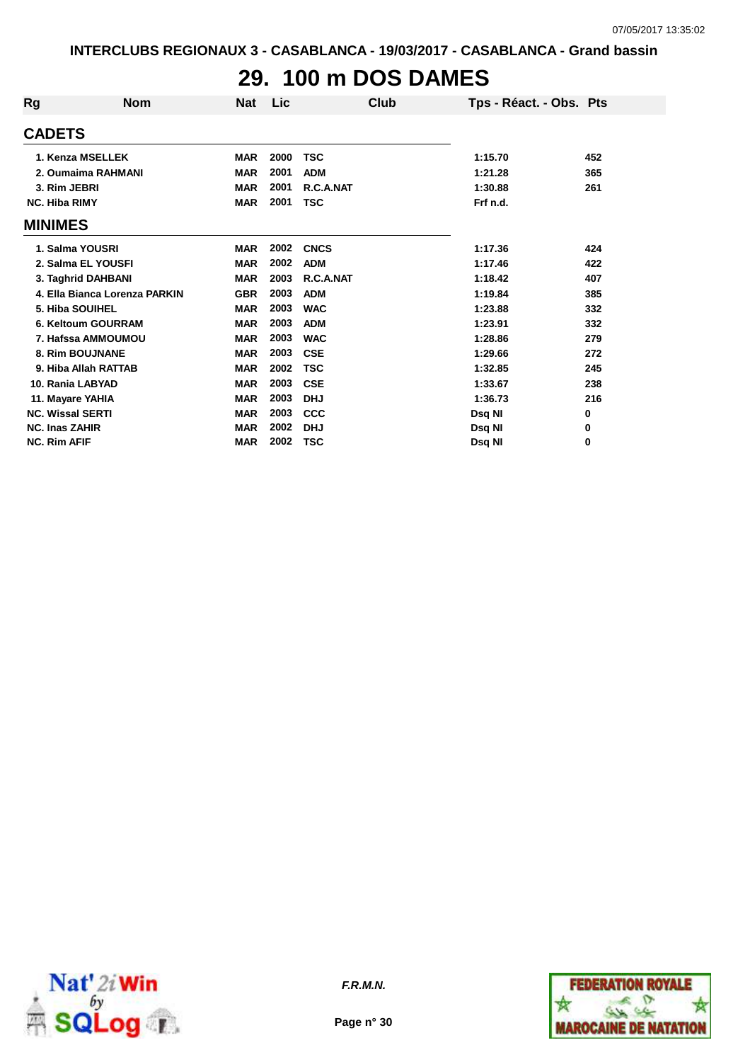# 29. 100 m DOS DAMES

| Rg | Nom | Nat | Lic | Club | Tps - Réact. - Obs. | Pts |
|---|---|---|---|---|---|---|
| **CADETS** | | | | | | |
| 1. | Kenza MSELLEK | MAR | 2000 | TSC | 1:15.70 | 452 |
| 2. | Oumaima RAHMANI | MAR | 2001 | ADM | 1:21.28 | 365 |
| 3. | Rim JEBRI | MAR | 2001 | R.C.A.NAT | 1:30.88 | 261 |
| NC. | Hiba RIMY | MAR | 2001 | TSC | Frf n.d. | |
| **MINIMES** | | | | | | |
| 1. | Salma YOUSRI | MAR | 2002 | CNCS | 1:17.36 | 424 |
| 2. | Salma EL YOUSFI | MAR | 2002 | ADM | 1:17.46 | 422 |
| 3. | Taghrid DAHBANI | MAR | 2003 | R.C.A.NAT | 1:18.42 | 407 |
| 4. | Ella Bianca Lorenza PARKIN | GBR | 2003 | ADM | 1:19.84 | 385 |
| 5. | Hiba SOUIHEL | MAR | 2003 | WAC | 1:23.88 | 332 |
| 6. | Keltoum GOURRAM | MAR | 2003 | ADM | 1:23.91 | 332 |
| 7. | Hafssa AMMOUMOU | MAR | 2003 | WAC | 1:28.86 | 279 |
| 8. | Rim BOUJNANE | MAR | 2003 | CSE | 1:29.66 | 272 |
| 9. | Hiba Allah RATTAB | MAR | 2002 | TSC | 1:32.85 | 245 |
| 10. | Rania LABYAD | MAR | 2003 | CSE | 1:33.67 | 238 |
| 11. | Mayare YAHIA | MAR | 2003 | DHJ | 1:36.73 | 216 |
| NC. | Wissal SERTI | MAR | 2003 | CCC | Dsq NI | 0 |
| NC. | Inas ZAHIR | MAR | 2002 | DHJ | Dsq NI | 0 |
| NC. | Rim AFIF | MAR | 2002 | TSC | Dsq NI | 0 |

*F.R.M.N.*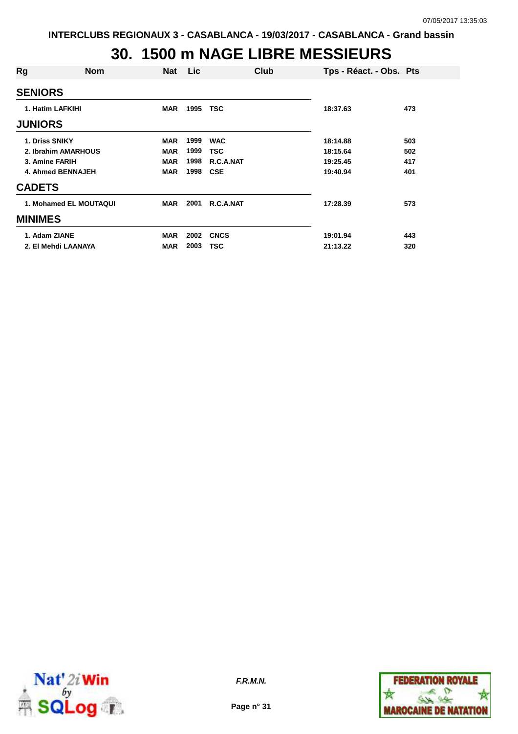INTERCLUBS REGIONAUX 3 - CASABLANCA - 19/03/2017 - CASABLANCA - Grand bassin

# 30. 1500 m NAGE LIBRE MESSIEURS

| Rg | Nom | Nat | Lic | Club | Tps - Réact. - Obs. | Pts |
|---|---|---|---|---|---|---|
| **SENIORS** | | | | | | |
| 1. | Hatim LAFKIHI | MAR | 1995 | TSC | 18:37.63 | 473 |
| **JUNIORS** | | | | | | |
| 1. | Driss SNIKY | MAR | 1999 | WAC | 18:14.88 | 503 |
| 2. | Ibrahim AMARHOUS | MAR | 1999 | TSC | 18:15.64 | 502 |
| 3. | Amine FARIH | MAR | 1998 | R.C.A.NAT | 19:25.45 | 417 |
| 4. | Ahmed BENNAJEH | MAR | 1998 | CSE | 19:40.94 | 401 |
| **CADETS** | | | | | | |
| 1. | Mohamed EL MOUTAQUI | MAR | 2001 | R.C.A.NAT | 17:28.39 | 573 |
| **MINIMES** | | | | | | |
| 1. | Adam ZIANE | MAR | 2002 | CNCS | 19:01.94 | 443 |
| 2. | El Mehdi LAANAYA | MAR | 2003 | TSC | 21:13.22 | 320 |

*F.R.M.N.*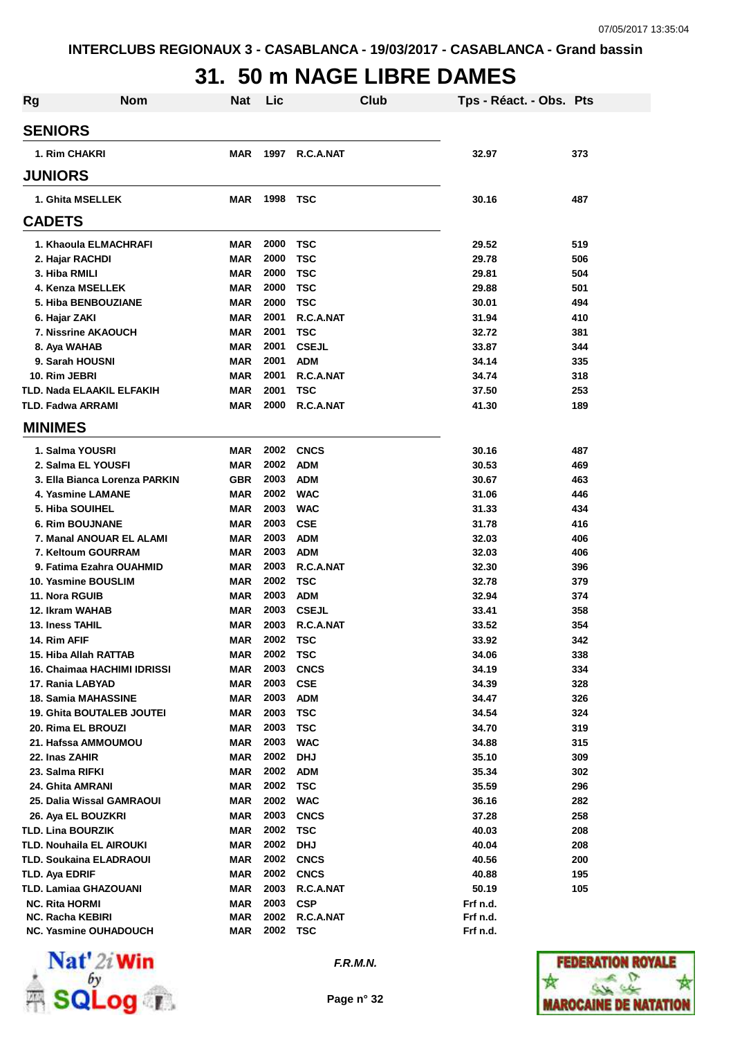INTERCLUBS REGIONAUX 3 - CASABLANCA - 19/03/2017 - CASABLANCA - Grand bassin

# 31. 50 m NAGE LIBRE DAMES

| Rg | Nom | Nat | Lic | Club | Tps - Réact. - Obs. | Pts |
|---|---|---|---|---|---|---|
| **SENIORS** | | | | | | |
| 1. | Rim CHAKRI | MAR | 1997 | R.C.A.NAT | 32.97 | 373 |
| **JUNIORS** | | | | | | |
| 1. | Ghita MSELLEK | MAR | 1998 | TSC | 30.16 | 487 |
| **CADETS** | | | | | | |
| 1. | Khaoula ELMACHRAFI | MAR | 2000 | TSC | 29.52 | 519 |
| 2. | Hajar RACHDI | MAR | 2000 | TSC | 29.78 | 506 |
| 3. | Hiba RMILI | MAR | 2000 | TSC | 29.81 | 504 |
| 4. | Kenza MSELLEK | MAR | 2000 | TSC | 29.88 | 501 |
| 5. | Hiba BENBOUZIANE | MAR | 2000 | TSC | 30.01 | 494 |
| 6. | Hajar ZAKI | MAR | 2001 | R.C.A.NAT | 31.94 | 410 |
| 7. | Nissrine AKAOUCH | MAR | 2001 | TSC | 32.72 | 381 |
| 8. | Aya WAHAB | MAR | 2001 | CSEJL | 33.87 | 344 |
| 9. | Sarah HOUSNI | MAR | 2001 | ADM | 34.14 | 335 |
| 10. | Rim JEBRI | MAR | 2001 | R.C.A.NAT | 34.74 | 318 |
| TLD. | Nada ELAAKIL ELFAKIH | MAR | 2001 | TSC | 37.50 | 253 |
| TLD. | Fadwa ARRAMI | MAR | 2000 | R.C.A.NAT | 41.30 | 189 |
| **MINIMES** | | | | | | |
| 1. | Salma YOUSRI | MAR | 2002 | CNCS | 30.16 | 487 |
| 2. | Salma EL YOUSFI | MAR | 2002 | ADM | 30.53 | 469 |
| 3. | Ella Bianca Lorenza PARKIN | GBR | 2003 | ADM | 30.67 | 463 |
| 4. | Yasmine LAMANE | MAR | 2002 | WAC | 31.06 | 446 |
| 5. | Hiba SOUIHEL | MAR | 2003 | WAC | 31.33 | 434 |
| 6. | Rim BOUJNANE | MAR | 2003 | CSE | 31.78 | 416 |
| 7. | Manal ANOUAR EL ALAMI | MAR | 2003 | ADM | 32.03 | 406 |
| 7. | Keltoum GOURRAM | MAR | 2003 | ADM | 32.03 | 406 |
| 9. | Fatima Ezahra OUAHMID | MAR | 2003 | R.C.A.NAT | 32.30 | 396 |
| 10. | Yasmine BOUSLIM | MAR | 2002 | TSC | 32.78 | 379 |
| 11. | Nora RGUIB | MAR | 2003 | ADM | 32.94 | 374 |
| 12. | Ikram WAHAB | MAR | 2003 | CSEJL | 33.41 | 358 |
| 13. | Iness TAHIL | MAR | 2003 | R.C.A.NAT | 33.52 | 354 |
| 14. | Rim AFIF | MAR | 2002 | TSC | 33.92 | 342 |
| 15. | Hiba Allah RATTAB | MAR | 2002 | TSC | 34.06 | 338 |
| 16. | Chaimaa HACHIMI IDRISSI | MAR | 2003 | CNCS | 34.19 | 334 |
| 17. | Rania LABYAD | MAR | 2003 | CSE | 34.39 | 328 |
| 18. | Samia MAHASSINE | MAR | 2003 | ADM | 34.47 | 326 |
| 19. | Ghita BOUTALEB JOUTEI | MAR | 2003 | TSC | 34.54 | 324 |
| 20. | Rima EL BROUZI | MAR | 2003 | TSC | 34.70 | 319 |
| 21. | Hafssa AMMOUMOU | MAR | 2003 | WAC | 34.88 | 315 |
| 22. | Inas ZAHIR | MAR | 2002 | DHJ | 35.10 | 309 |
| 23. | Salma RIFKI | MAR | 2002 | ADM | 35.34 | 302 |
| 24. | Ghita AMRANI | MAR | 2002 | TSC | 35.59 | 296 |
| 25. | Dalia Wissal GAMRAOUI | MAR | 2002 | WAC | 36.16 | 282 |
| 26. | Aya EL BOUZKRI | MAR | 2003 | CNCS | 37.28 | 258 |
| TLD. | Lina BOURZIK | MAR | 2002 | TSC | 40.03 | 208 |
| TLD. | Nouhaila EL AIROUKI | MAR | 2002 | DHJ | 40.04 | 208 |
| TLD. | Soukaina ELADRAOUI | MAR | 2002 | CNCS | 40.56 | 200 |
| TLD. | Aya EDRIF | MAR | 2002 | CNCS | 40.88 | 195 |
| TLD. | Lamiaa GHAZOUANI | MAR | 2003 | R.C.A.NAT | 50.19 | 105 |
| NC. | Rita HORMI | MAR | 2003 | CSP | Frf n.d. | |
| NC. | Racha KEBIRI | MAR | 2002 | R.C.A.NAT | Frf n.d. | |
| NC. | Yasmine OUHADOUCH | MAR | 2002 | TSC | Frf n.d. | |

*F.R.M.N.*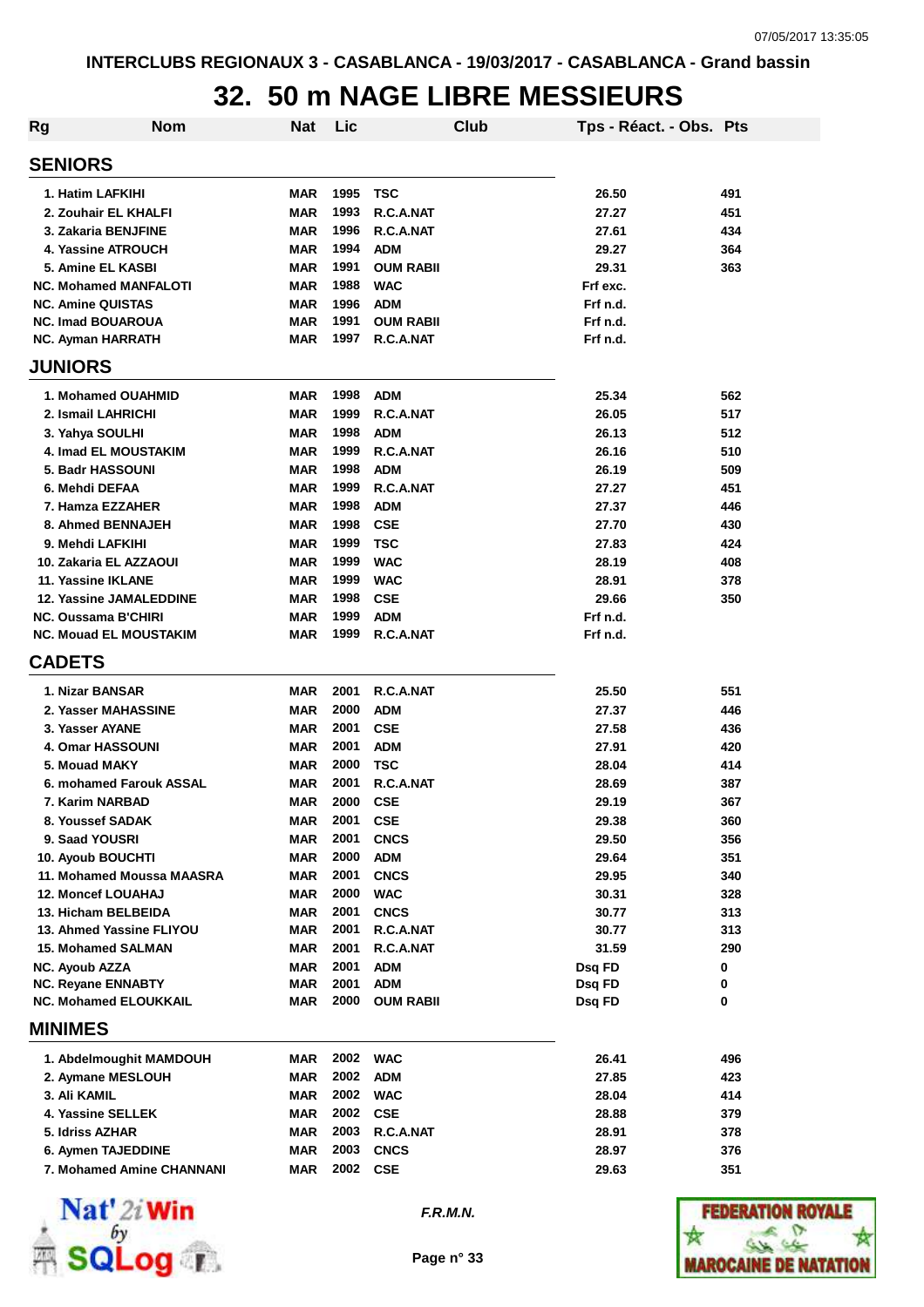# 32. 50 m NAGE LIBRE MESSIEURS

| Rg | Nom | Nat | Lic | Club | Tps - Réact. - Obs. | Pts |
|---|---|---|---|---|---|---|
| **SENIORS** | | | | | | |
| 1. | Hatim LAFKIHI | MAR | 1995 | TSC | 26.50 | 491 |
| 2. | Zouhair EL KHALFI | MAR | 1993 | R.C.A.NAT | 27.27 | 451 |
| 3. | Zakaria BENJFINE | MAR | 1996 | R.C.A.NAT | 27.61 | 434 |
| 4. | Yassine ATROUCH | MAR | 1994 | ADM | 29.27 | 364 |
| 5. | Amine EL KASBI | MAR | 1991 | OUM RABII | 29.31 | 363 |
| NC. | Mohamed MANFALOTI | MAR | 1988 | WAC | Frf exc. | |
| NC. | Amine QUISTAS | MAR | 1996 | ADM | Frf n.d. | |
| NC. | Imad BOUAROUA | MAR | 1991 | OUM RABII | Frf n.d. | |
| NC. | Ayman HARRATH | MAR | 1997 | R.C.A.NAT | Frf n.d. | |
| **JUNIORS** | | | | | | |
| 1. | Mohamed OUAHMID | MAR | 1998 | ADM | 25.34 | 562 |
| 2. | Ismail LAHRICHI | MAR | 1999 | R.C.A.NAT | 26.05 | 517 |
| 3. | Yahya SOULHI | MAR | 1998 | ADM | 26.13 | 512 |
| 4. | Imad EL MOUSTAKIM | MAR | 1999 | R.C.A.NAT | 26.16 | 510 |
| 5. | Badr HASSOUNI | MAR | 1998 | ADM | 26.19 | 509 |
| 6. | Mehdi DEFAA | MAR | 1999 | R.C.A.NAT | 27.27 | 451 |
| 7. | Hamza EZZAHER | MAR | 1998 | ADM | 27.37 | 446 |
| 8. | Ahmed BENNAJEH | MAR | 1998 | CSE | 27.70 | 430 |
| 9. | Mehdi LAFKIHI | MAR | 1999 | TSC | 27.83 | 424 |
| 10. | Zakaria EL AZZAOUI | MAR | 1999 | WAC | 28.19 | 408 |
| 11. | Yassine IKLANE | MAR | 1999 | WAC | 28.91 | 378 |
| 12. | Yassine JAMALEDDINE | MAR | 1998 | CSE | 29.66 | 350 |
| NC. | Oussama B'CHIRI | MAR | 1999 | ADM | Frf n.d. | |
| NC. | Mouad EL MOUSTAKIM | MAR | 1999 | R.C.A.NAT | Frf n.d. | |
| **CADETS** | | | | | | |
| 1. | Nizar BANSAR | MAR | 2001 | R.C.A.NAT | 25.50 | 551 |
| 2. | Yasser MAHASSINE | MAR | 2000 | ADM | 27.37 | 446 |
| 3. | Yasser AYANE | MAR | 2001 | CSE | 27.58 | 436 |
| 4. | Omar HASSOUNI | MAR | 2001 | ADM | 27.91 | 420 |
| 5. | Mouad MAKY | MAR | 2000 | TSC | 28.04 | 414 |
| 6. | mohamed Farouk ASSAL | MAR | 2001 | R.C.A.NAT | 28.69 | 387 |
| 7. | Karim NARBAD | MAR | 2000 | CSE | 29.19 | 367 |
| 8. | Youssef SADAK | MAR | 2001 | CSE | 29.38 | 360 |
| 9. | Saad YOUSRI | MAR | 2001 | CNCS | 29.50 | 356 |
| 10. | Ayoub BOUCHTI | MAR | 2000 | ADM | 29.64 | 351 |
| 11. | Mohamed Moussa MAASRA | MAR | 2001 | CNCS | 29.95 | 340 |
| 12. | Moncef LOUAHAJ | MAR | 2000 | WAC | 30.31 | 328 |
| 13. | Hicham BELBEIDA | MAR | 2001 | CNCS | 30.77 | 313 |
| 13. | Ahmed Yassine FLIYOU | MAR | 2001 | R.C.A.NAT | 30.77 | 313 |
| 15. | Mohamed SALMAN | MAR | 2001 | R.C.A.NAT | 31.59 | 290 |
| NC. | Ayoub AZZA | MAR | 2001 | ADM | Dsq FD | 0 |
| NC. | Reyane ENNABTY | MAR | 2001 | ADM | Dsq FD | 0 |
| NC. | Mohamed ELOUKKAIL | MAR | 2000 | OUM RABII | Dsq FD | 0 |
| **MINIMES** | | | | | | |
| 1. | Abdelmoughit MAMDOUH | MAR | 2002 | WAC | 26.41 | 496 |
| 2. | Aymane MESLOUH | MAR | 2002 | ADM | 27.85 | 423 |
| 3. | Ali KAMIL | MAR | 2002 | WAC | 28.04 | 414 |
| 4. | Yassine SELLEK | MAR | 2002 | CSE | 28.88 | 379 |
| 5. | Idriss AZHAR | MAR | 2003 | R.C.A.NAT | 28.91 | 378 |
| 6. | Aymen TAJEDDINE | MAR | 2003 | CNCS | 28.97 | 376 |
| 7. | Mohamed Amine CHANNANI | MAR | 2002 | CSE | 29.63 | 351 |

*F.R.M.N.*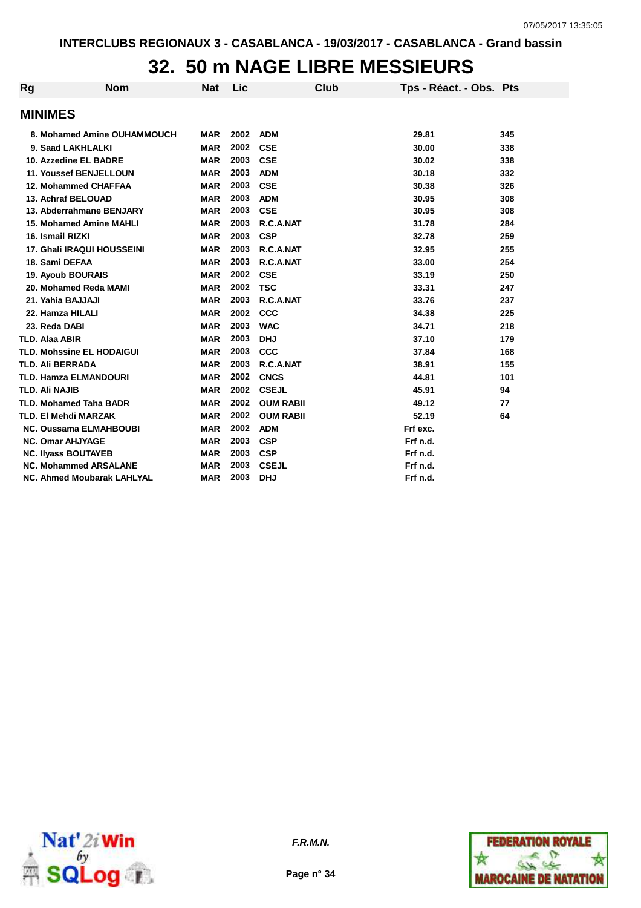# 32. 50 m NAGE LIBRE MESSIEURS

## MINIMES

| Rg | Nom | Nat | Lic | Club | Tps - Réact. - Obs. | Pts |
|---|---|---|---|---|---|---|
| 8. | Mohamed Amine OUHAMMOUCH | MAR | 2002 | ADM | 29.81 | 345 |
| 9. | Saad LAKHLALKI | MAR | 2002 | CSE | 30.00 | 338 |
| 10. | Azzedine EL BADRE | MAR | 2003 | CSE | 30.02 | 338 |
| 11. | Youssef BENJELLOUN | MAR | 2003 | ADM | 30.18 | 332 |
| 12. | Mohammed CHAFFAA | MAR | 2003 | CSE | 30.38 | 326 |
| 13. | Achraf BELOUAD | MAR | 2003 | ADM | 30.95 | 308 |
| 13. | Abderrahmane BENJARY | MAR | 2003 | CSE | 30.95 | 308 |
| 15. | Mohamed Amine MAHLI | MAR | 2003 | R.C.A.NAT | 31.78 | 284 |
| 16. | Ismail RIZKI | MAR | 2003 | CSP | 32.78 | 259 |
| 17. | Ghali IRAQUI HOUSSEINI | MAR | 2003 | R.C.A.NAT | 32.95 | 255 |
| 18. | Sami DEFAA | MAR | 2003 | R.C.A.NAT | 33.00 | 254 |
| 19. | Ayoub BOURAIS | MAR | 2002 | CSE | 33.19 | 250 |
| 20. | Mohamed Reda MAMI | MAR | 2002 | TSC | 33.31 | 247 |
| 21. | Yahia BAJJAJI | MAR | 2003 | R.C.A.NAT | 33.76 | 237 |
| 22. | Hamza HILALI | MAR | 2002 | CCC | 34.38 | 225 |
| 23. | Reda DABI | MAR | 2003 | WAC | 34.71 | 218 |
| TLD. | Alaa ABIR | MAR | 2003 | DHJ | 37.10 | 179 |
| TLD. | Mohssine EL HODAIGUI | MAR | 2003 | CCC | 37.84 | 168 |
| TLD. | Ali BERRADA | MAR | 2003 | R.C.A.NAT | 38.91 | 155 |
| TLD. | Hamza ELMANDOURI | MAR | 2002 | CNCS | 44.81 | 101 |
| TLD. | Ali NAJIB | MAR | 2002 | CSEJL | 45.91 | 94 |
| TLD. | Mohamed Taha BADR | MAR | 2002 | OUM RABII | 49.12 | 77 |
| TLD. | El Mehdi MARZAK | MAR | 2002 | OUM RABII | 52.19 | 64 |
| NC. | Oussama ELMAHBOUBI | MAR | 2002 | ADM | Frf exc. | |
| NC. | Omar AHJYAGE | MAR | 2003 | CSP | Frf n.d. | |
| NC. | Ilyass BOUTAYEB | MAR | 2003 | CSP | Frf n.d. | |
| NC. | Mohammed ARSALANE | MAR | 2003 | CSEJL | Frf n.d. | |
| NC. | Ahmed Moubarak LAHLYAL | MAR | 2003 | DHJ | Frf n.d. | |

*F.R.M.N.*